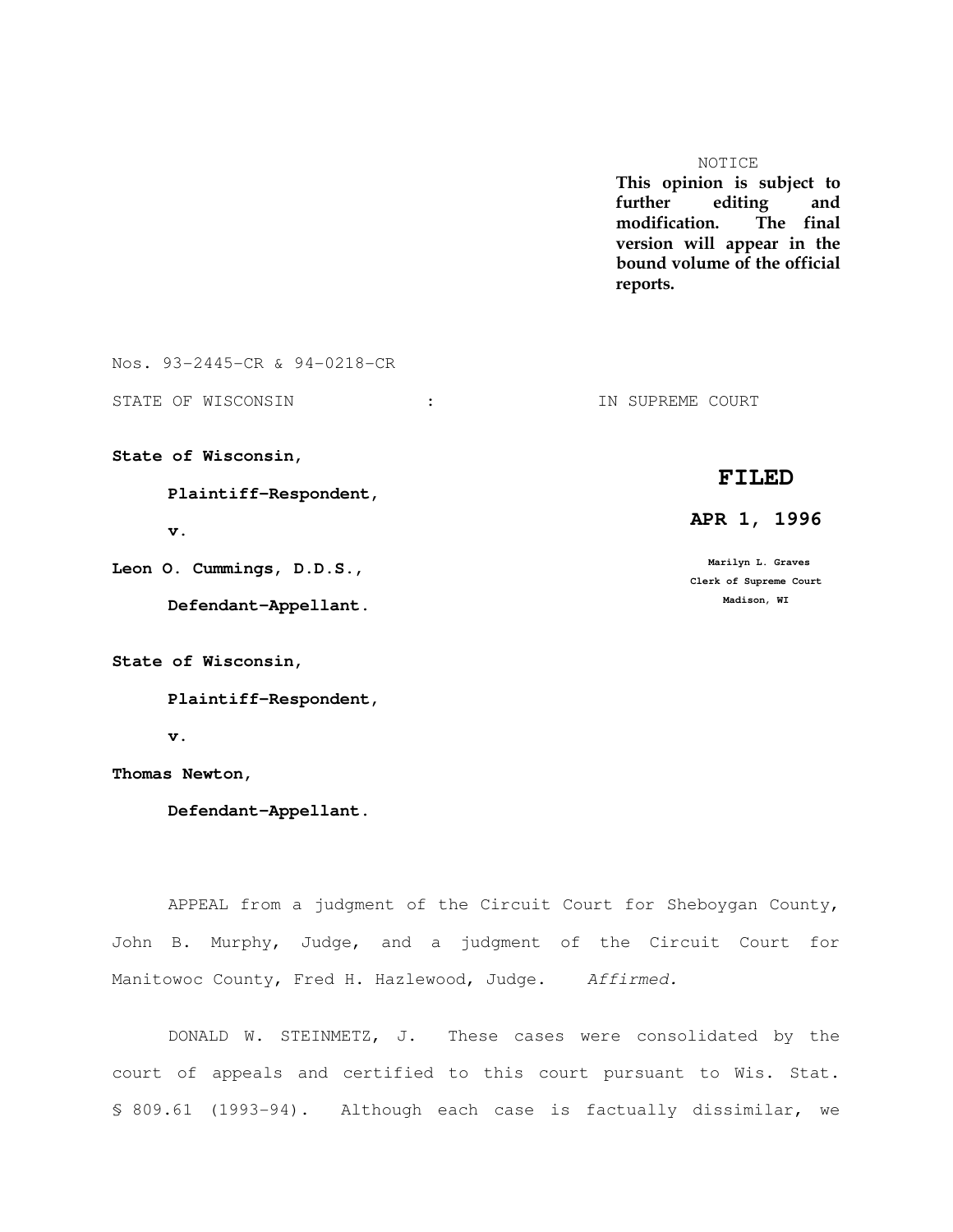NOTICE

**This opinion is subject to further editing and modification. The final version will appear in the bound volume of the official reports.**

Nos. 93-2445-CR & 94-0218-CR

STATE OF WISCONSIN : IN SUPREME COURT

**FILED**

**APR 1, 1996**

**Marilyn L. Graves**
**Clerk of Supreme Court**
**Madison, WI**

**State of Wisconsin,**

**Plaintiff-Respondent,**

**v.**

**Leon O. Cummings, D.D.S.,**

**Defendant-Appellant.**

**State of Wisconsin,**

**Plaintiff-Respondent,**

**v.**

**Thomas Newton,**

**Defendant-Appellant.**

APPEAL from a judgment of the Circuit Court for Sheboygan County, John B. Murphy, Judge, and a judgment of the Circuit Court for Manitowoc County, Fred H. Hazlewood, Judge. *Affirmed.*

DONALD W. STEINMETZ, J. These cases were consolidated by the court of appeals and certified to this court pursuant to Wis. Stat. § 809.61 (1993-94). Although each case is factually dissimilar, we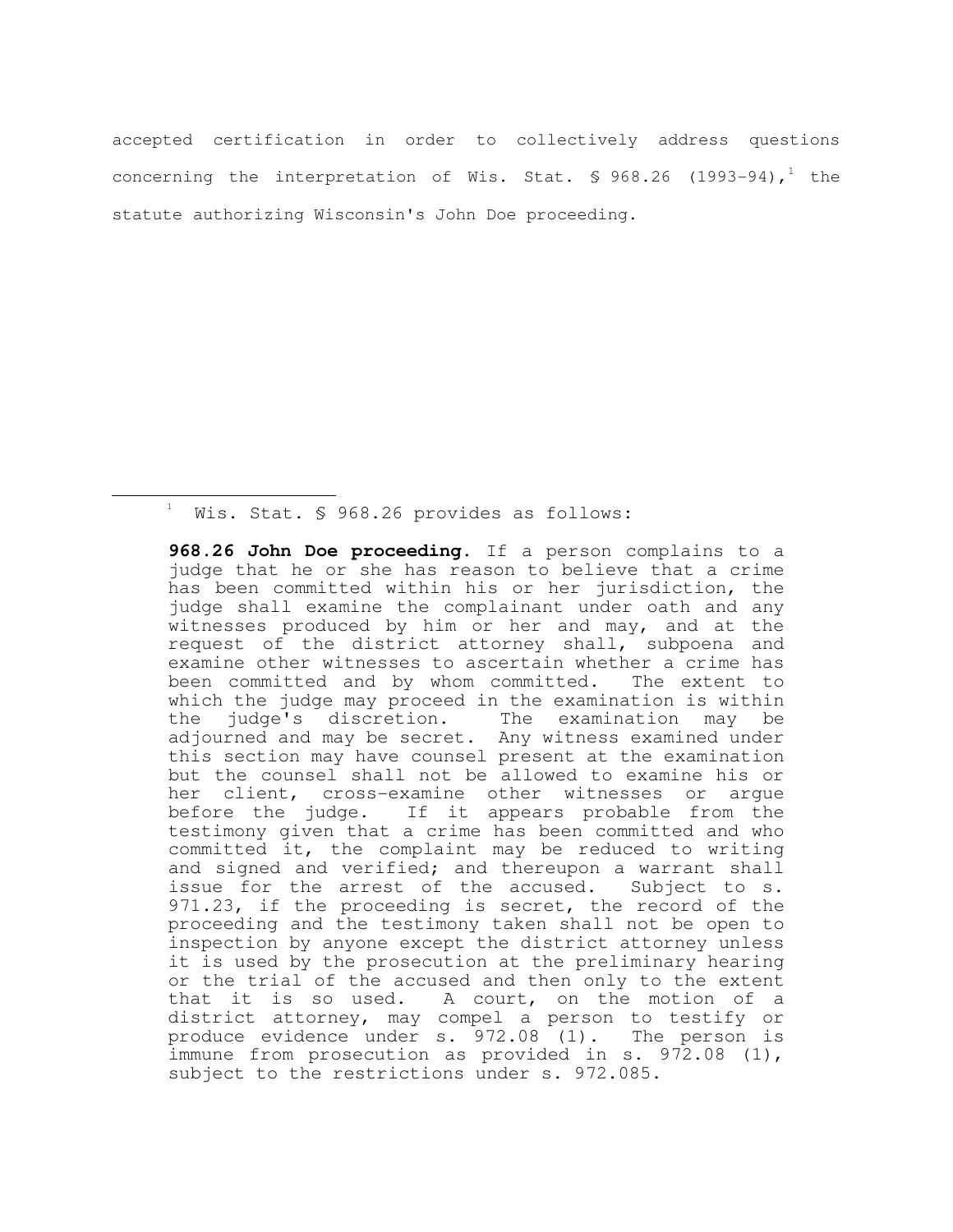accepted certification in order to collectively address questions concerning the interpretation of Wis. Stat. § 968.26 (1993-94),[1] the statute authorizing Wisconsin's John Doe proceeding.

---

[1] Wis. Stat. § 968.26 provides as follows:

> **968.26 John Doe proceeding.** If a person complains to a judge that he or she has reason to believe that a crime has been committed within his or her jurisdiction, the judge shall examine the complainant under oath and any witnesses produced by him or her and may, and at the request of the district attorney shall, subpoena and examine other witnesses to ascertain whether a crime has been committed and by whom committed. The extent to which the judge may proceed in the examination is within the judge's discretion. The examination may be adjourned and may be secret. Any witness examined under this section may have counsel present at the examination but the counsel shall not be allowed to examine his or her client, cross-examine other witnesses or argue before the judge. If it appears probable from the testimony given that a crime has been committed and who committed it, the complaint may be reduced to writing and signed and verified; and thereupon a warrant shall issue for the arrest of the accused. Subject to s. 971.23, if the proceeding is secret, the record of the proceeding and the testimony taken shall not be open to inspection by anyone except the district attorney unless it is used by the prosecution at the preliminary hearing or the trial of the accused and then only to the extent that it is so used. A court, on the motion of a district attorney, may compel a person to testify or produce evidence under s. 972.08 (1). The person is immune from prosecution as provided in s. 972.08 (1), subject to the restrictions under s. 972.085.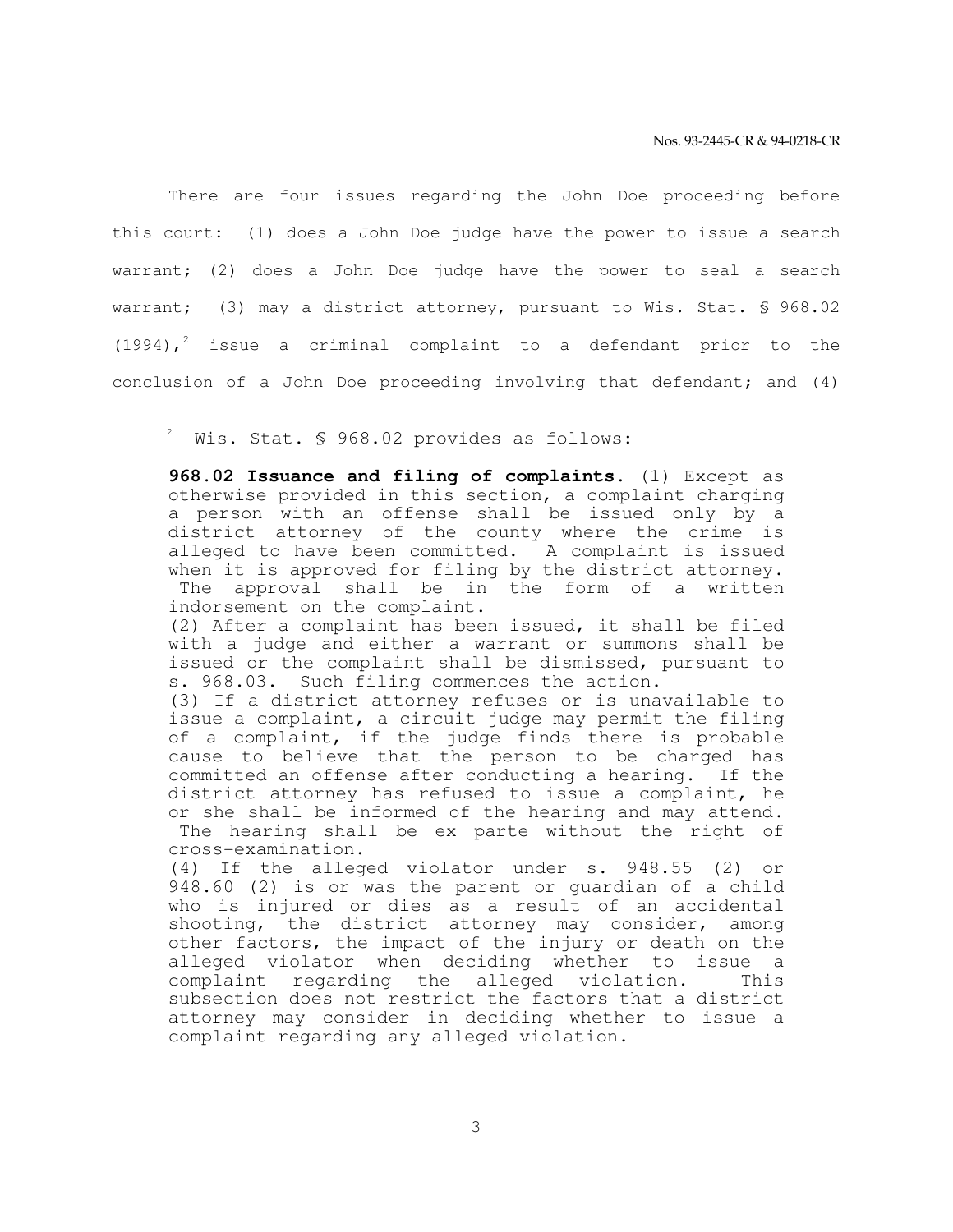There are four issues regarding the John Doe proceeding before this court: (1) does a John Doe judge have the power to issue a search warrant; (2) does a John Doe judge have the power to seal a search warrant; (3) may a district attorney, pursuant to Wis. Stat. § 968.02 (1994),[2] issue a criminal complaint to a defendant prior to the conclusion of a John Doe proceeding involving that defendant; and (4)

---

[2] Wis. Stat. § 968.02 provides as follows:

> **968.02 Issuance and filing of complaints.** (1) Except as otherwise provided in this section, a complaint charging a person with an offense shall be issued only by a district attorney of the county where the crime is alleged to have been committed. A complaint is issued when it is approved for filing by the district attorney. The approval shall be in the form of a written indorsement on the complaint.
>
> (2) After a complaint has been issued, it shall be filed with a judge and either a warrant or summons shall be issued or the complaint shall be dismissed, pursuant to s. 968.03. Such filing commences the action.
>
> (3) If a district attorney refuses or is unavailable to issue a complaint, a circuit judge may permit the filing of a complaint, if the judge finds there is probable cause to believe that the person to be charged has committed an offense after conducting a hearing. If the district attorney has refused to issue a complaint, he or she shall be informed of the hearing and may attend. The hearing shall be ex parte without the right of cross-examination.
>
> (4) If the alleged violator under s. 948.55 (2) or 948.60 (2) is or was the parent or guardian of a child who is injured or dies as a result of an accidental shooting, the district attorney may consider, among other factors, the impact of the injury or death on the alleged violator when deciding whether to issue a complaint regarding the alleged violation. This subsection does not restrict the factors that a district attorney may consider in deciding whether to issue a complaint regarding any alleged violation.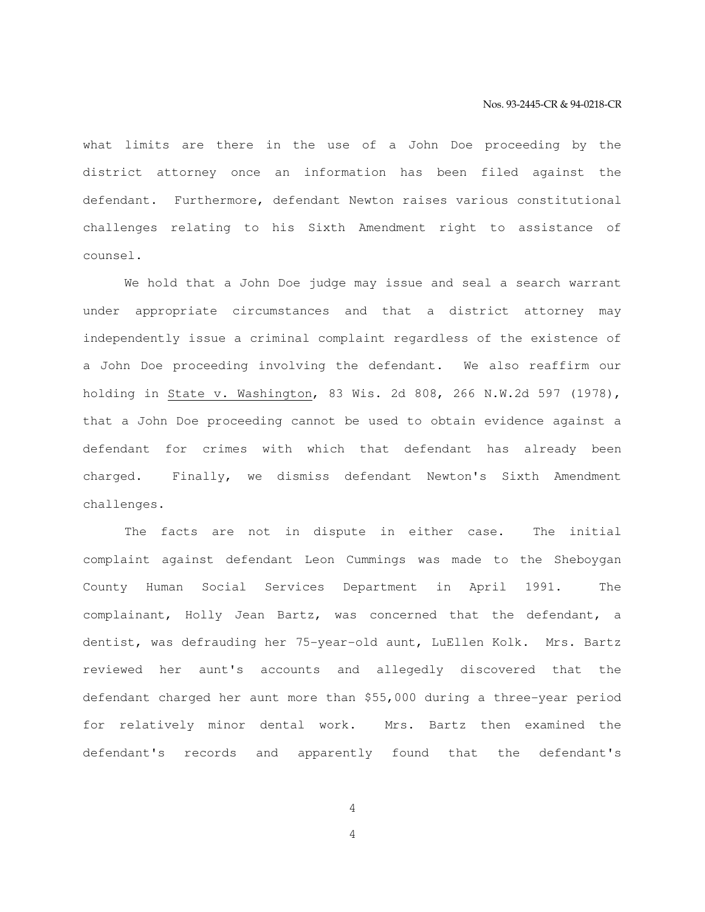what limits are there in the use of a John Doe proceeding by the district attorney once an information has been filed against the defendant. Furthermore, defendant Newton raises various constitutional challenges relating to his Sixth Amendment right to assistance of counsel.

We hold that a John Doe judge may issue and seal a search warrant under appropriate circumstances and that a district attorney may independently issue a criminal complaint regardless of the existence of a John Doe proceeding involving the defendant. We also reaffirm our holding in State v. Washington, 83 Wis. 2d 808, 266 N.W.2d 597 (1978), that a John Doe proceeding cannot be used to obtain evidence against a defendant for crimes with which that defendant has already been charged. Finally, we dismiss defendant Newton's Sixth Amendment challenges.

The facts are not in dispute in either case. The initial complaint against defendant Leon Cummings was made to the Sheboygan County Human Social Services Department in April 1991. The complainant, Holly Jean Bartz, was concerned that the defendant, a dentist, was defrauding her 75-year-old aunt, LuEllen Kolk. Mrs. Bartz reviewed her aunt's accounts and allegedly discovered that the defendant charged her aunt more than $55,000 during a three-year period for relatively minor dental work. Mrs. Bartz then examined the defendant's records and apparently found that the defendant's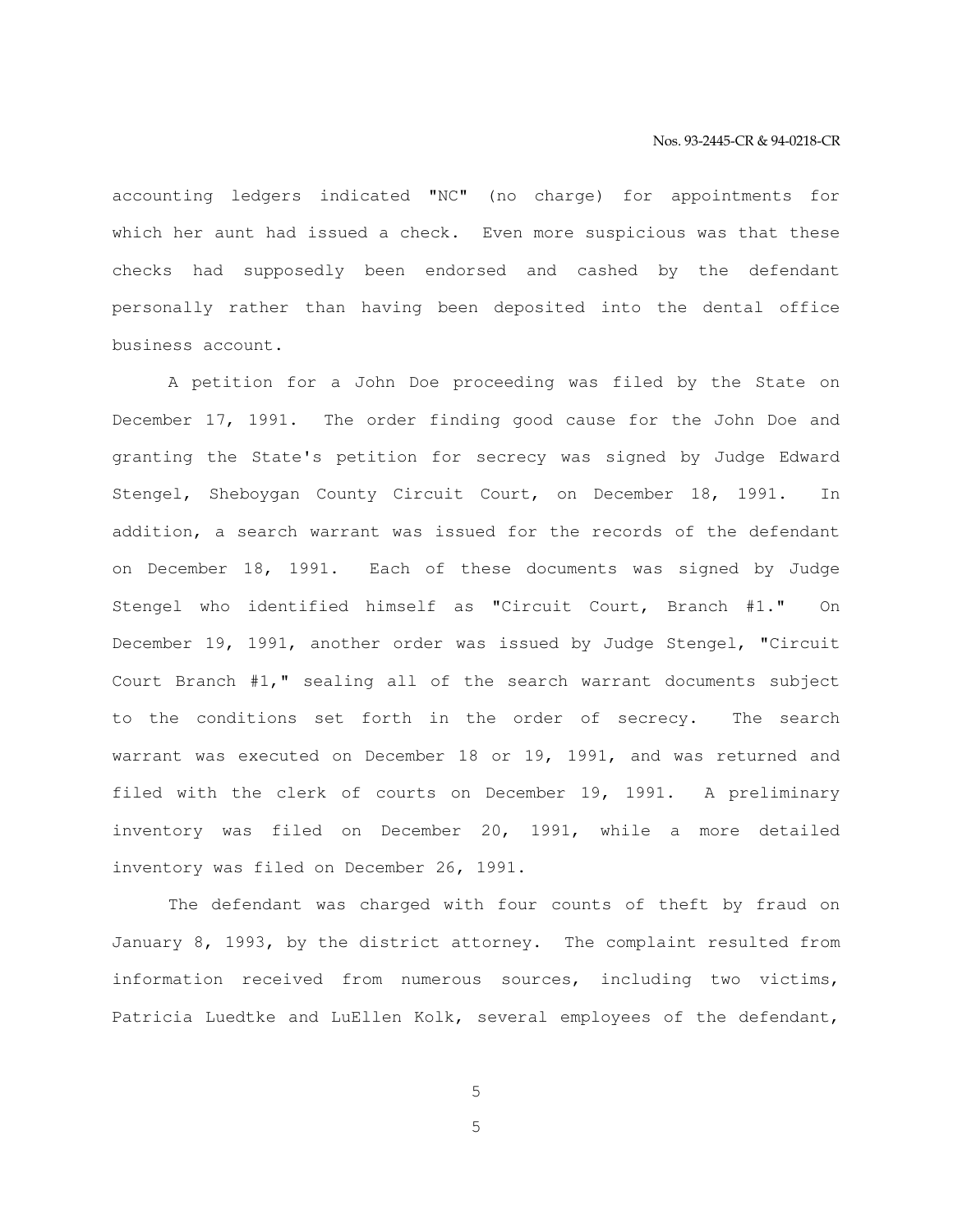accounting ledgers indicated "NC" (no charge) for appointments for which her aunt had issued a check. Even more suspicious was that these checks had supposedly been endorsed and cashed by the defendant personally rather than having been deposited into the dental office business account.

A petition for a John Doe proceeding was filed by the State on December 17, 1991. The order finding good cause for the John Doe and granting the State's petition for secrecy was signed by Judge Edward Stengel, Sheboygan County Circuit Court, on December 18, 1991. In addition, a search warrant was issued for the records of the defendant on December 18, 1991. Each of these documents was signed by Judge Stengel who identified himself as "Circuit Court, Branch #1." On December 19, 1991, another order was issued by Judge Stengel, "Circuit Court Branch #1," sealing all of the search warrant documents subject to the conditions set forth in the order of secrecy. The search warrant was executed on December 18 or 19, 1991, and was returned and filed with the clerk of courts on December 19, 1991. A preliminary inventory was filed on December 20, 1991, while a more detailed inventory was filed on December 26, 1991.

The defendant was charged with four counts of theft by fraud on January 8, 1993, by the district attorney. The complaint resulted from information received from numerous sources, including two victims, Patricia Luedtke and LuEllen Kolk, several employees of the defendant,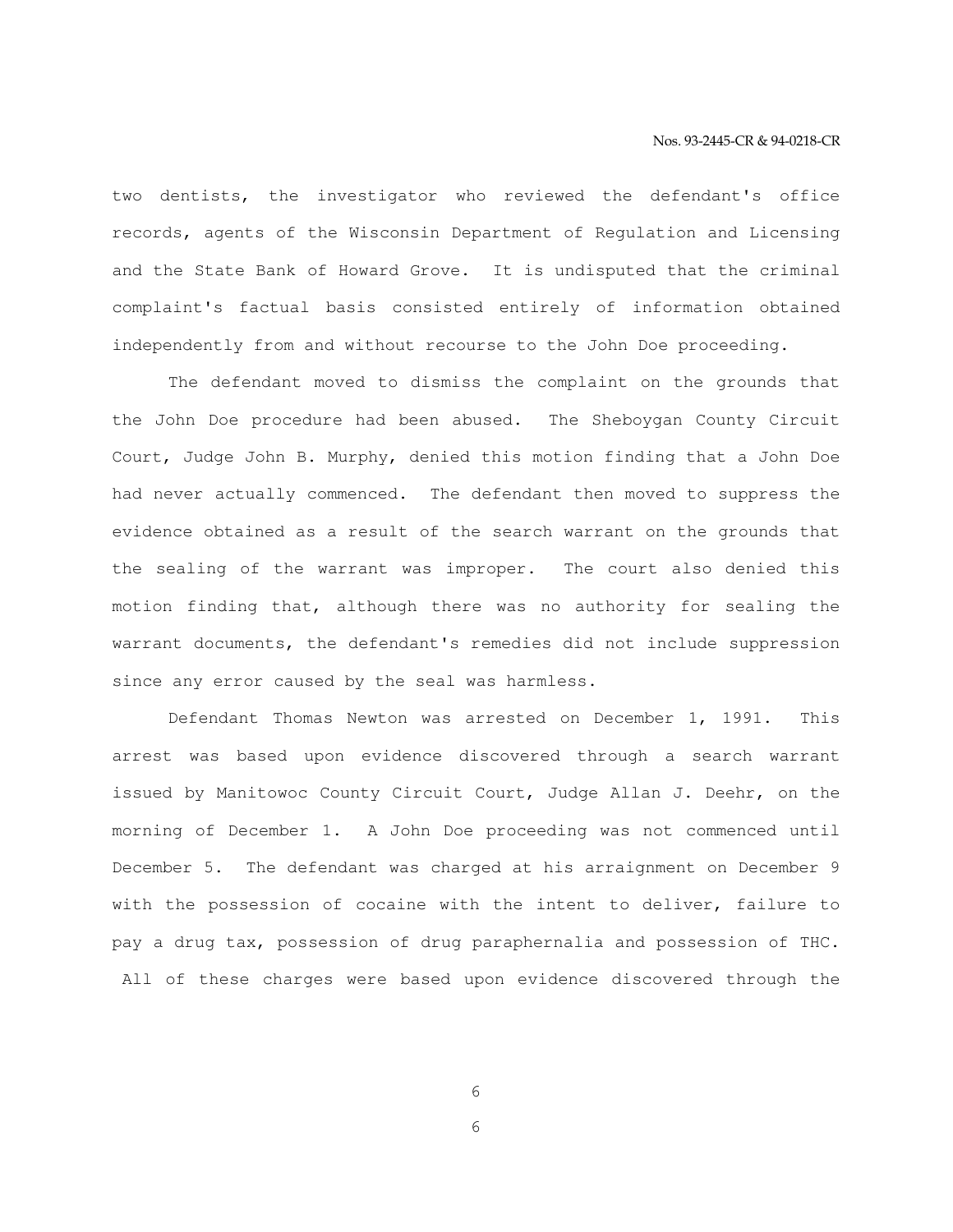two dentists, the investigator who reviewed the defendant's office records, agents of the Wisconsin Department of Regulation and Licensing and the State Bank of Howard Grove. It is undisputed that the criminal complaint's factual basis consisted entirely of information obtained independently from and without recourse to the John Doe proceeding.

The defendant moved to dismiss the complaint on the grounds that the John Doe procedure had been abused. The Sheboygan County Circuit Court, Judge John B. Murphy, denied this motion finding that a John Doe had never actually commenced. The defendant then moved to suppress the evidence obtained as a result of the search warrant on the grounds that the sealing of the warrant was improper. The court also denied this motion finding that, although there was no authority for sealing the warrant documents, the defendant's remedies did not include suppression since any error caused by the seal was harmless.

Defendant Thomas Newton was arrested on December 1, 1991. This arrest was based upon evidence discovered through a search warrant issued by Manitowoc County Circuit Court, Judge Allan J. Deehr, on the morning of December 1. A John Doe proceeding was not commenced until December 5. The defendant was charged at his arraignment on December 9 with the possession of cocaine with the intent to deliver, failure to pay a drug tax, possession of drug paraphernalia and possession of THC. All of these charges were based upon evidence discovered through the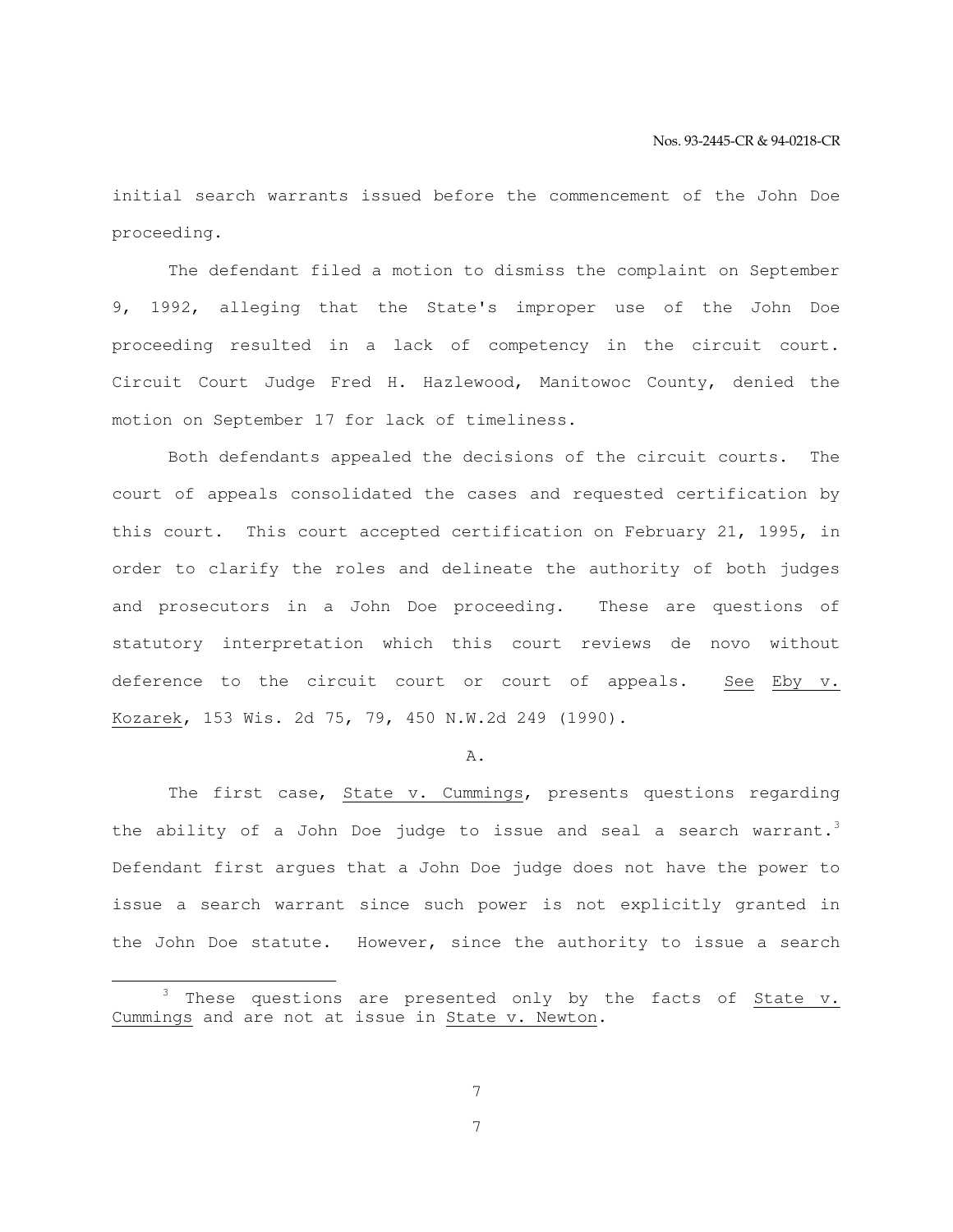initial search warrants issued before the commencement of the John Doe proceeding.

The defendant filed a motion to dismiss the complaint on September 9, 1992, alleging that the State's improper use of the John Doe proceeding resulted in a lack of competency in the circuit court. Circuit Court Judge Fred H. Hazlewood, Manitowoc County, denied the motion on September 17 for lack of timeliness.

Both defendants appealed the decisions of the circuit courts. The court of appeals consolidated the cases and requested certification by this court. This court accepted certification on February 21, 1995, in order to clarify the roles and delineate the authority of both judges and prosecutors in a John Doe proceeding. These are questions of statutory interpretation which this court reviews de novo without deference to the circuit court or court of appeals. See Eby v. Kozarek, 153 Wis. 2d 75, 79, 450 N.W.2d 249 (1990).

A.

The first case, State v. Cummings, presents questions regarding the ability of a John Doe judge to issue and seal a search warrant.[3] Defendant first argues that a John Doe judge does not have the power to issue a search warrant since such power is not explicitly granted in the John Doe statute. However, since the authority to issue a search

[3] These questions are presented only by the facts of State v. Cummings and are not at issue in State v. Newton.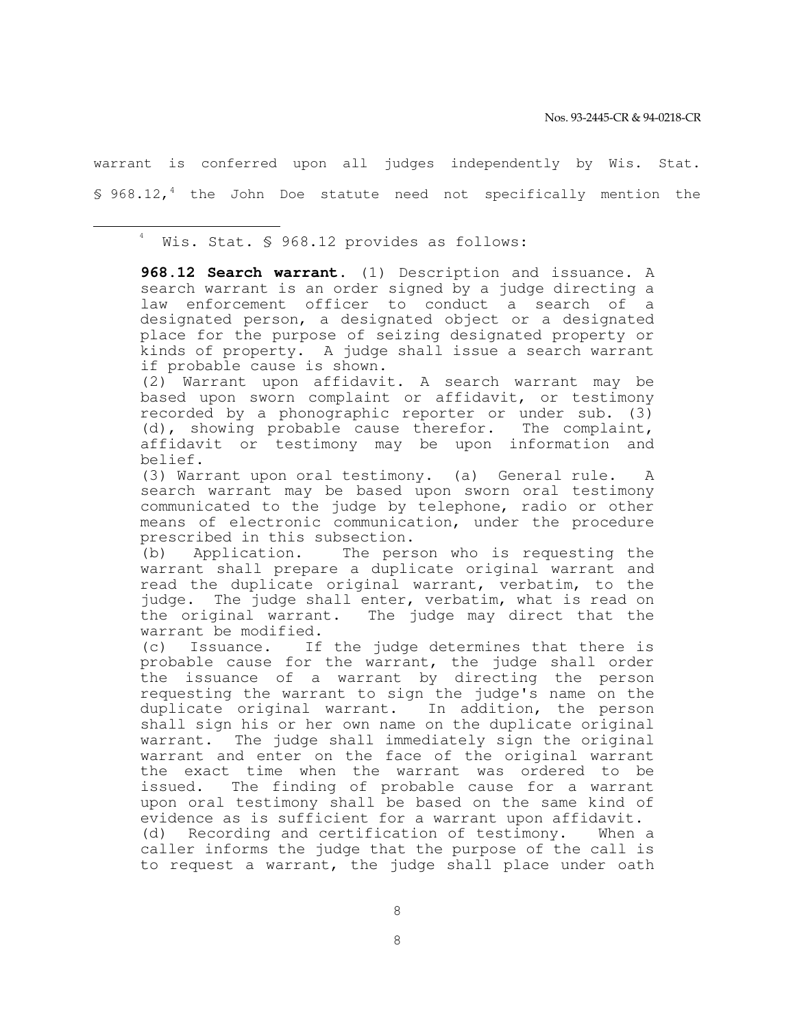warrant is conferred upon all judges independently by Wis. Stat. § 968.12,[4] the John Doe statute need not specifically mention the

---

[4] Wis. Stat. § 968.12 provides as follows:

> **968.12 Search warrant.** (1) Description and issuance. A search warrant is an order signed by a judge directing a law enforcement officer to conduct a search of a designated person, a designated object or a designated place for the purpose of seizing designated property or kinds of property. A judge shall issue a search warrant if probable cause is shown.
>
> (2) Warrant upon affidavit. A search warrant may be based upon sworn complaint or affidavit, or testimony recorded by a phonographic reporter or under sub. (3) (d), showing probable cause therefor. The complaint, affidavit or testimony may be upon information and belief.
>
> (3) Warrant upon oral testimony. (a) General rule. A search warrant may be based upon sworn oral testimony communicated to the judge by telephone, radio or other means of electronic communication, under the procedure prescribed in this subsection.
>
> (b) Application. The person who is requesting the warrant shall prepare a duplicate original warrant and read the duplicate original warrant, verbatim, to the judge. The judge shall enter, verbatim, what is read on the original warrant. The judge may direct that the warrant be modified.
>
> (c) Issuance. If the judge determines that there is probable cause for the warrant, the judge shall order the issuance of a warrant by directing the person requesting the warrant to sign the judge's name on the duplicate original warrant. In addition, the person shall sign his or her own name on the duplicate original warrant. The judge shall immediately sign the original warrant and enter on the face of the original warrant the exact time when the warrant was ordered to be issued. The finding of probable cause for a warrant upon oral testimony shall be based on the same kind of evidence as is sufficient for a warrant upon affidavit.
>
> (d) Recording and certification of testimony. When a caller informs the judge that the purpose of the call is to request a warrant, the judge shall place under oath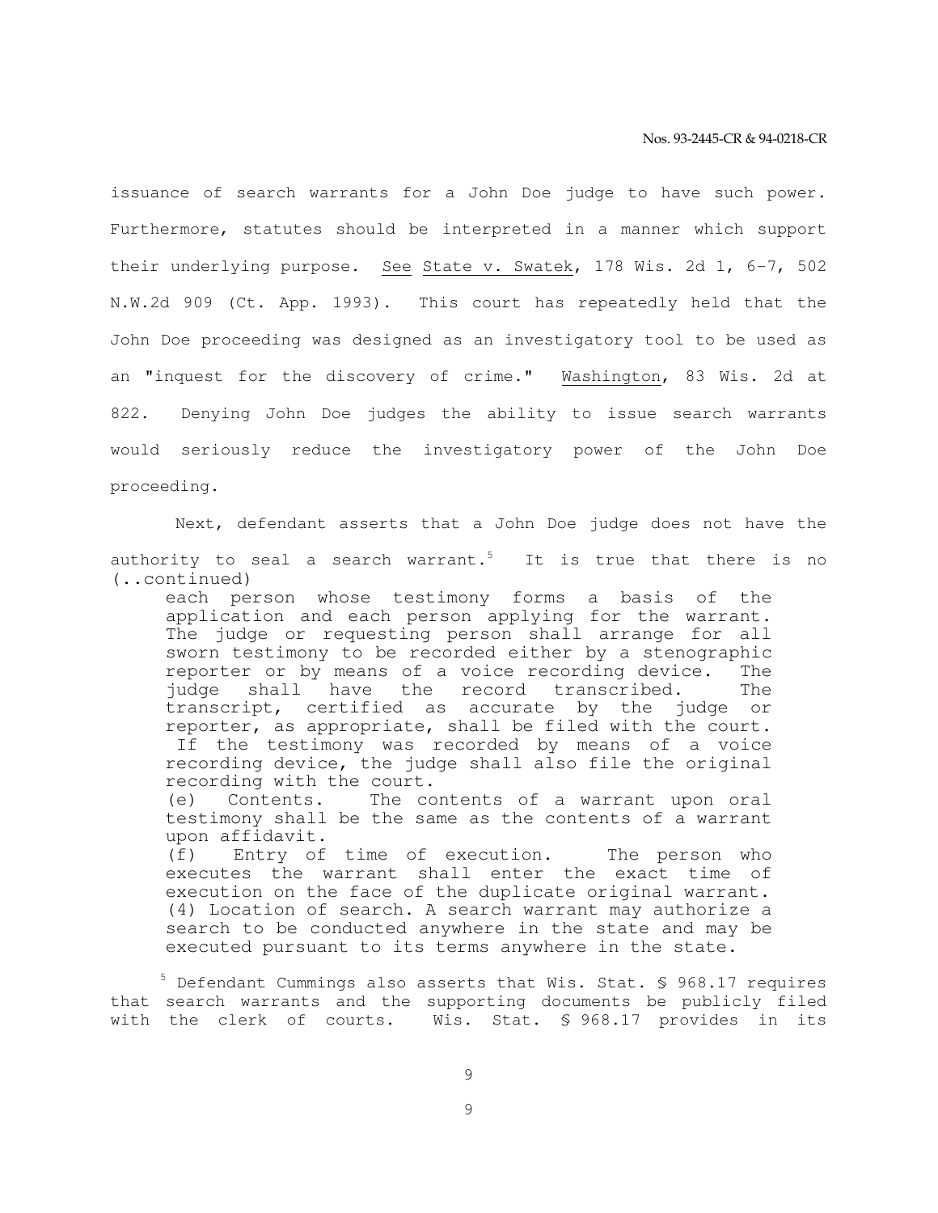issuance of search warrants for a John Doe judge to have such power. Furthermore, statutes should be interpreted in a manner which support their underlying purpose. See State v. Swatek, 178 Wis. 2d 1, 6-7, 502 N.W.2d 909 (Ct. App. 1993). This court has repeatedly held that the John Doe proceeding was designed as an investigatory tool to be used as an "inquest for the discovery of crime." Washington, 83 Wis. 2d at 822. Denying John Doe judges the ability to issue search warrants would seriously reduce the investigatory power of the John Doe proceeding.

Next, defendant asserts that a John Doe judge does not have the authority to seal a search warrant.[5] It is true that there is no

(..continued)

> each person whose testimony forms a basis of the application and each person applying for the warrant. The judge or requesting person shall arrange for all sworn testimony to be recorded either by a stenographic reporter or by means of a voice recording device. The judge shall have the record transcribed. The transcript, certified as accurate by the judge or reporter, as appropriate, shall be filed with the court. If the testimony was recorded by means of a voice recording device, the judge shall also file the original recording with the court.
>
> (e) Contents. The contents of a warrant upon oral testimony shall be the same as the contents of a warrant upon affidavit.
>
> (f) Entry of time of execution. The person who executes the warrant shall enter the exact time of execution on the face of the duplicate original warrant.
>
> (4) Location of search. A search warrant may authorize a search to be conducted anywhere in the state and may be executed pursuant to its terms anywhere in the state.

[5] Defendant Cummings also asserts that Wis. Stat. § 968.17 requires that search warrants and the supporting documents be publicly filed with the clerk of courts. Wis. Stat. § 968.17 provides in its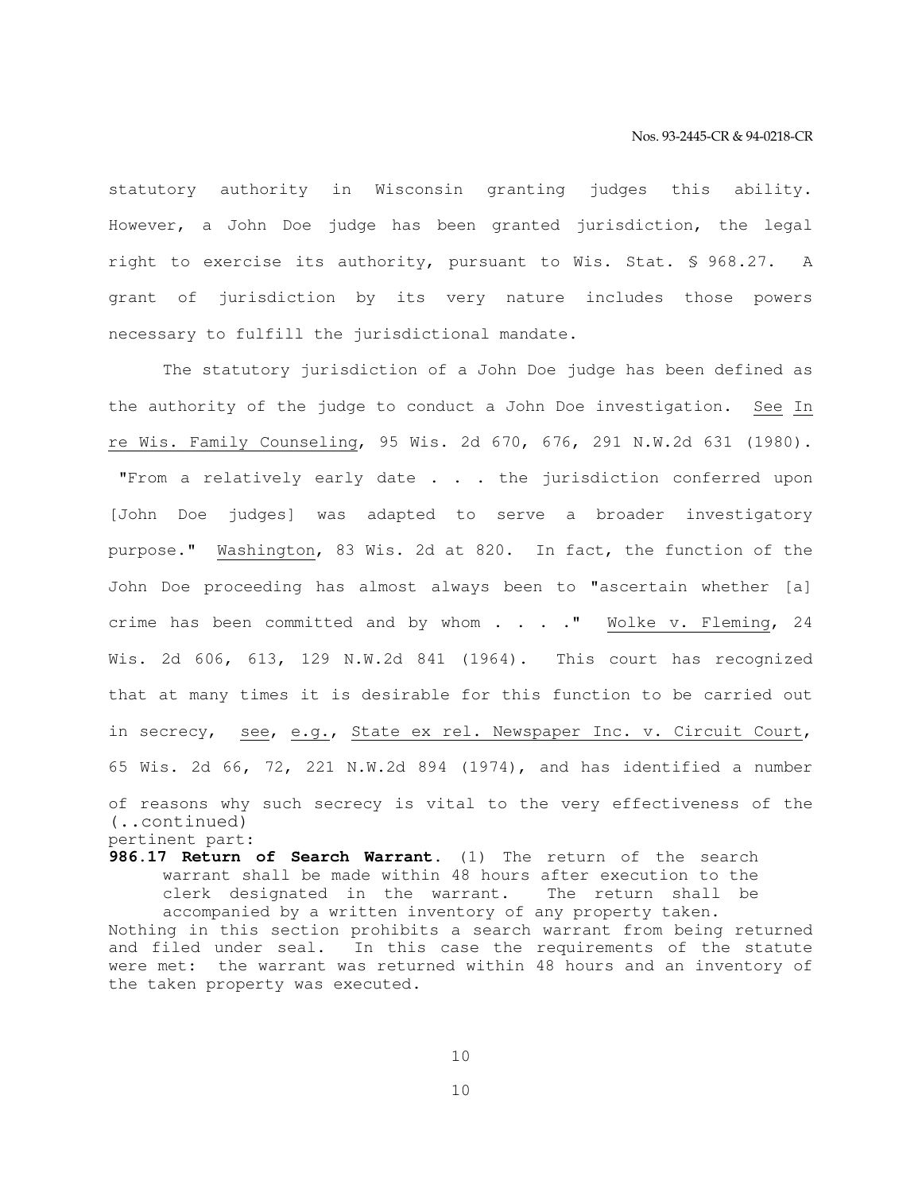statutory authority in Wisconsin granting judges this ability. However, a John Doe judge has been granted jurisdiction, the legal right to exercise its authority, pursuant to Wis. Stat. § 968.27. A grant of jurisdiction by its very nature includes those powers necessary to fulfill the jurisdictional mandate.

The statutory jurisdiction of a John Doe judge has been defined as the authority of the judge to conduct a John Doe investigation. See In re Wis. Family Counseling, 95 Wis. 2d 670, 676, 291 N.W.2d 631 (1980). "From a relatively early date . . . the jurisdiction conferred upon [John Doe judges] was adapted to serve a broader investigatory purpose." Washington, 83 Wis. 2d at 820. In fact, the function of the John Doe proceeding has almost always been to "ascertain whether [a] crime has been committed and by whom . . . ." Wolke v. Fleming, 24 Wis. 2d 606, 613, 129 N.W.2d 841 (1964). This court has recognized that at many times it is desirable for this function to be carried out in secrecy, see, e.g., State ex rel. Newspaper Inc. v. Circuit Court, 65 Wis. 2d 66, 72, 221 N.W.2d 894 (1974), and has identified a number of reasons why such secrecy is vital to the very effectiveness of the

(..continued)
pertinent part:

**986.17 Return of Search Warrant.** (1) The return of the search warrant shall be made within 48 hours after execution to the clerk designated in the warrant. The return shall be accompanied by a written inventory of any property taken.

Nothing in this section prohibits a search warrant from being returned and filed under seal. In this case the requirements of the statute were met: the warrant was returned within 48 hours and an inventory of the taken property was executed.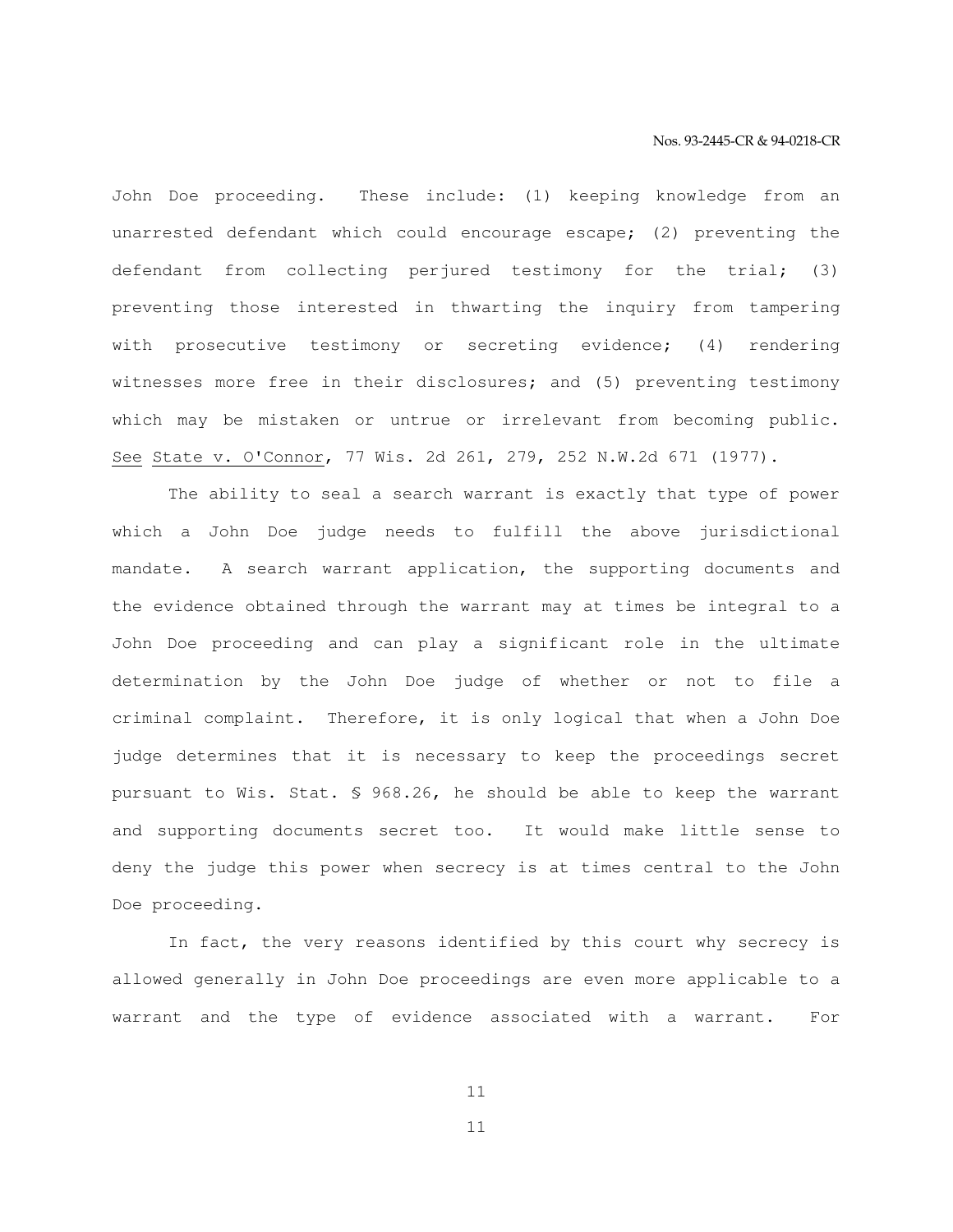John Doe proceeding. These include: (1) keeping knowledge from an unarrested defendant which could encourage escape; (2) preventing the defendant from collecting perjured testimony for the trial; (3) preventing those interested in thwarting the inquiry from tampering with prosecutive testimony or secreting evidence; (4) rendering witnesses more free in their disclosures; and (5) preventing testimony which may be mistaken or untrue or irrelevant from becoming public. See State v. O'Connor, 77 Wis. 2d 261, 279, 252 N.W.2d 671 (1977).

The ability to seal a search warrant is exactly that type of power which a John Doe judge needs to fulfill the above jurisdictional mandate. A search warrant application, the supporting documents and the evidence obtained through the warrant may at times be integral to a John Doe proceeding and can play a significant role in the ultimate determination by the John Doe judge of whether or not to file a criminal complaint. Therefore, it is only logical that when a John Doe judge determines that it is necessary to keep the proceedings secret pursuant to Wis. Stat. § 968.26, he should be able to keep the warrant and supporting documents secret too. It would make little sense to deny the judge this power when secrecy is at times central to the John Doe proceeding.

In fact, the very reasons identified by this court why secrecy is allowed generally in John Doe proceedings are even more applicable to a warrant and the type of evidence associated with a warrant. For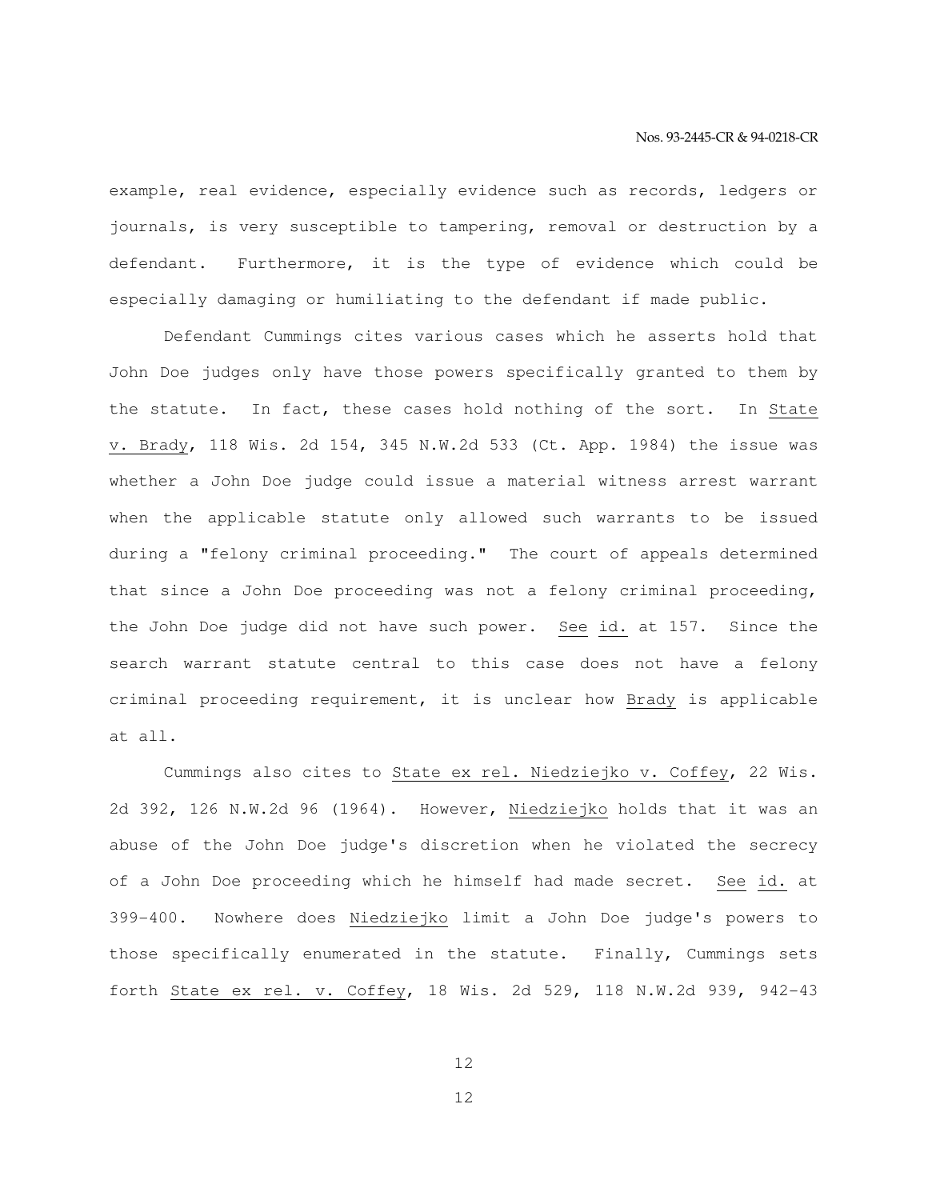example, real evidence, especially evidence such as records, ledgers or journals, is very susceptible to tampering, removal or destruction by a defendant. Furthermore, it is the type of evidence which could be especially damaging or humiliating to the defendant if made public.

Defendant Cummings cites various cases which he asserts hold that John Doe judges only have those powers specifically granted to them by the statute. In fact, these cases hold nothing of the sort. In State v. Brady, 118 Wis. 2d 154, 345 N.W.2d 533 (Ct. App. 1984) the issue was whether a John Doe judge could issue a material witness arrest warrant when the applicable statute only allowed such warrants to be issued during a "felony criminal proceeding." The court of appeals determined that since a John Doe proceeding was not a felony criminal proceeding, the John Doe judge did not have such power. See id. at 157. Since the search warrant statute central to this case does not have a felony criminal proceeding requirement, it is unclear how Brady is applicable at all.

Cummings also cites to State ex rel. Niedziejko v. Coffey, 22 Wis. 2d 392, 126 N.W.2d 96 (1964). However, Niedziejko holds that it was an abuse of the John Doe judge's discretion when he violated the secrecy of a John Doe proceeding which he himself had made secret. See id. at 399-400. Nowhere does Niedziejko limit a John Doe judge's powers to those specifically enumerated in the statute. Finally, Cummings sets forth State ex rel. v. Coffey, 18 Wis. 2d 529, 118 N.W.2d 939, 942-43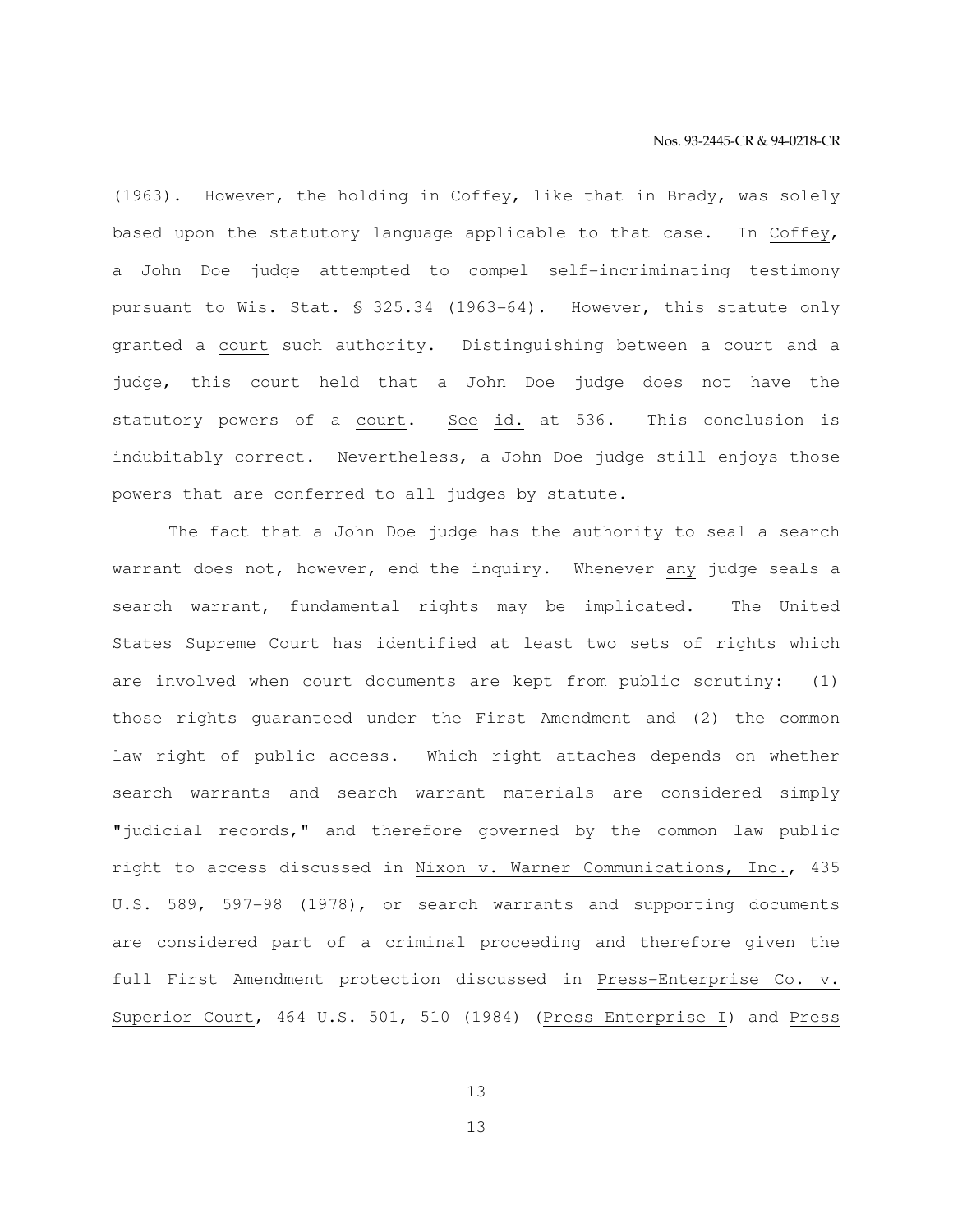(1963). However, the holding in Coffey, like that in Brady, was solely based upon the statutory language applicable to that case. In Coffey, a John Doe judge attempted to compel self-incriminating testimony pursuant to Wis. Stat. § 325.34 (1963-64). However, this statute only granted a court such authority. Distinguishing between a court and a judge, this court held that a John Doe judge does not have the statutory powers of a court. See id. at 536. This conclusion is indubitably correct. Nevertheless, a John Doe judge still enjoys those powers that are conferred to all judges by statute.

The fact that a John Doe judge has the authority to seal a search warrant does not, however, end the inquiry. Whenever any judge seals a search warrant, fundamental rights may be implicated. The United States Supreme Court has identified at least two sets of rights which are involved when court documents are kept from public scrutiny: (1) those rights guaranteed under the First Amendment and (2) the common law right of public access. Which right attaches depends on whether search warrants and search warrant materials are considered simply "judicial records," and therefore governed by the common law public right to access discussed in Nixon v. Warner Communications, Inc., 435 U.S. 589, 597-98 (1978), or search warrants and supporting documents are considered part of a criminal proceeding and therefore given the full First Amendment protection discussed in Press-Enterprise Co. v. Superior Court, 464 U.S. 501, 510 (1984) (Press Enterprise I) and Press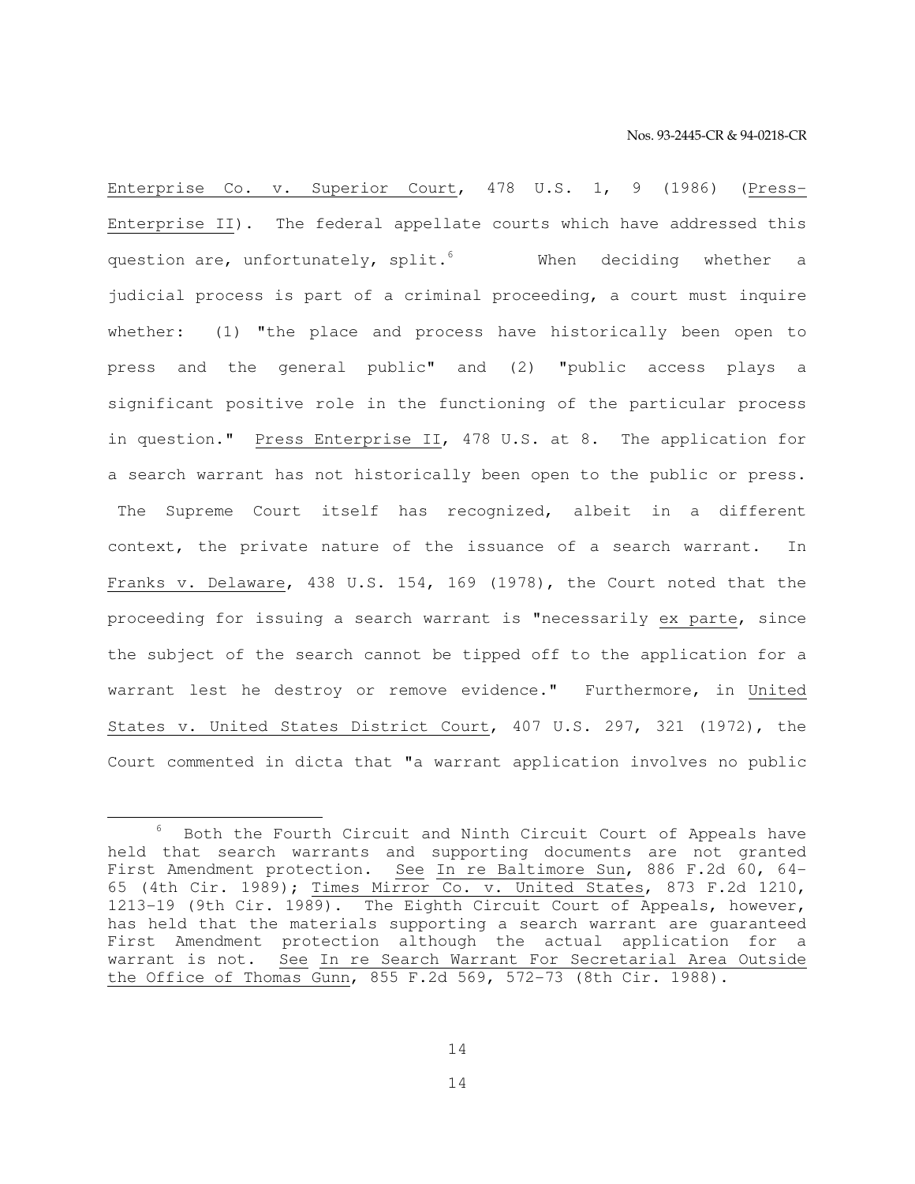Enterprise Co. v. Superior Court, 478 U.S. 1, 9 (1986) (Press-Enterprise II). The federal appellate courts which have addressed this question are, unfortunately, split.[6] When deciding whether a judicial process is part of a criminal proceeding, a court must inquire whether: (1) "the place and process have historically been open to press and the general public" and (2) "public access plays a significant positive role in the functioning of the particular process in question." Press Enterprise II, 478 U.S. at 8. The application for a search warrant has not historically been open to the public or press. The Supreme Court itself has recognized, albeit in a different context, the private nature of the issuance of a search warrant. In Franks v. Delaware, 438 U.S. 154, 169 (1978), the Court noted that the proceeding for issuing a search warrant is "necessarily *ex parte*, since the subject of the search cannot be tipped off to the application for a warrant lest he destroy or remove evidence." Furthermore, in United States v. United States District Court, 407 U.S. 297, 321 (1972), the Court commented in dicta that "a warrant application involves no public

---

[6] Both the Fourth Circuit and Ninth Circuit Court of Appeals have held that search warrants and supporting documents are not granted First Amendment protection. See In re Baltimore Sun, 886 F.2d 60, 64-65 (4th Cir. 1989); Times Mirror Co. v. United States, 873 F.2d 1210, 1213-19 (9th Cir. 1989). The Eighth Circuit Court of Appeals, however, has held that the materials supporting a search warrant are guaranteed First Amendment protection although the actual application for a warrant is not. See In re Search Warrant For Secretarial Area Outside the Office of Thomas Gunn, 855 F.2d 569, 572-73 (8th Cir. 1988).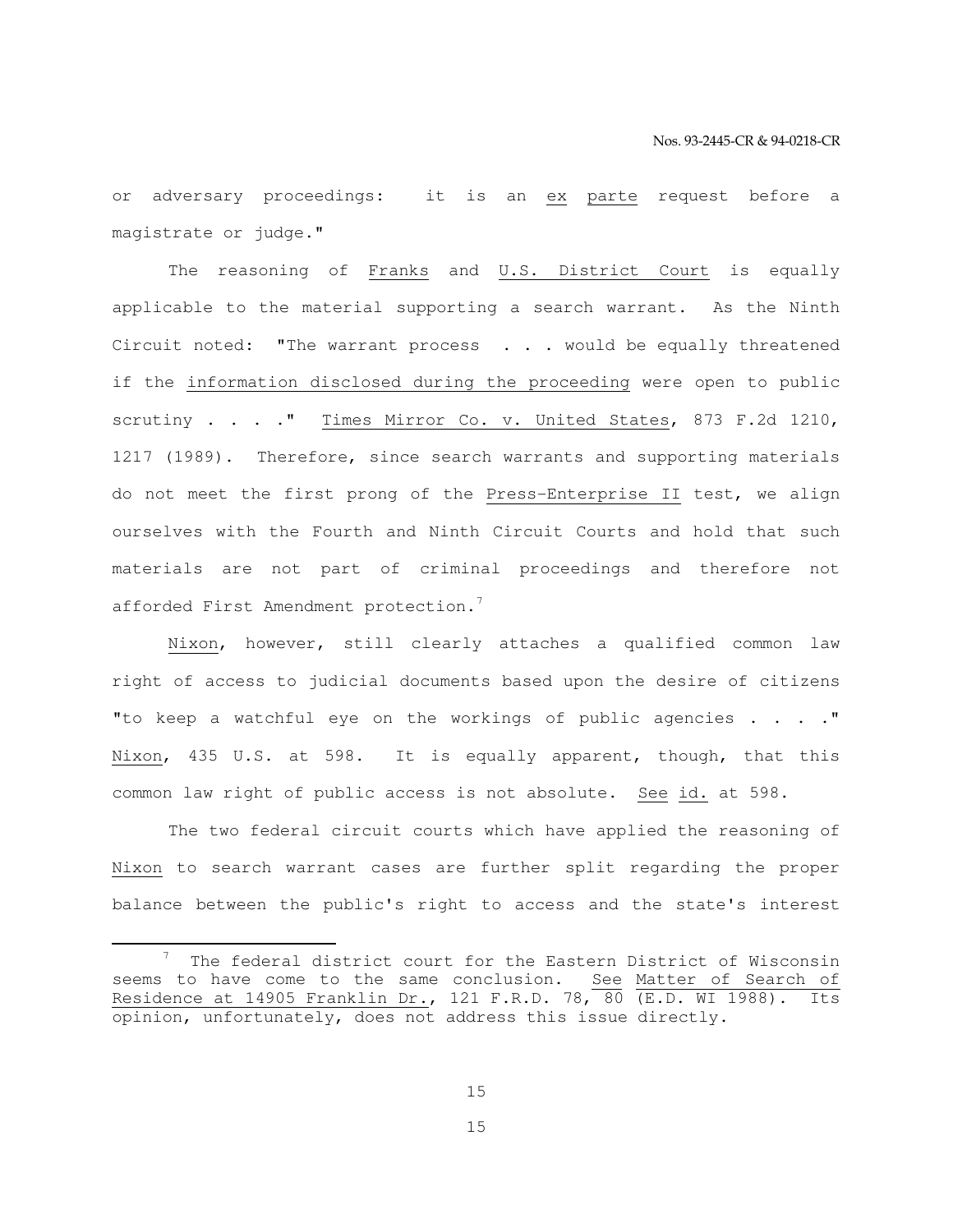or adversary proceedings: it is an _ex parte_ request before a magistrate or judge."

The reasoning of _Franks_ and _U.S. District Court_ is equally applicable to the material supporting a search warrant. As the Ninth Circuit noted: "The warrant process . . . would be equally threatened if the _information disclosed during the proceeding_ were open to public scrutiny . . . ." _Times Mirror Co. v. United States_, 873 F.2d 1210, 1217 (1989). Therefore, since search warrants and supporting materials do not meet the first prong of the _Press-Enterprise II_ test, we align ourselves with the Fourth and Ninth Circuit Courts and hold that such materials are not part of criminal proceedings and therefore not afforded First Amendment protection.[7]

_Nixon_, however, still clearly attaches a qualified common law right of access to judicial documents based upon the desire of citizens "to keep a watchful eye on the workings of public agencies . . . ." _Nixon_, 435 U.S. at 598. It is equally apparent, though, that this common law right of public access is not absolute. _See id._ at 598.

The two federal circuit courts which have applied the reasoning of _Nixon_ to search warrant cases are further split regarding the proper balance between the public's right to access and the state's interest

---

[7] The federal district court for the Eastern District of Wisconsin seems to have come to the same conclusion. _See Matter of Search of Residence at 14905 Franklin Dr._, 121 F.R.D. 78, 80 (E.D. WI 1988). Its opinion, unfortunately, does not address this issue directly.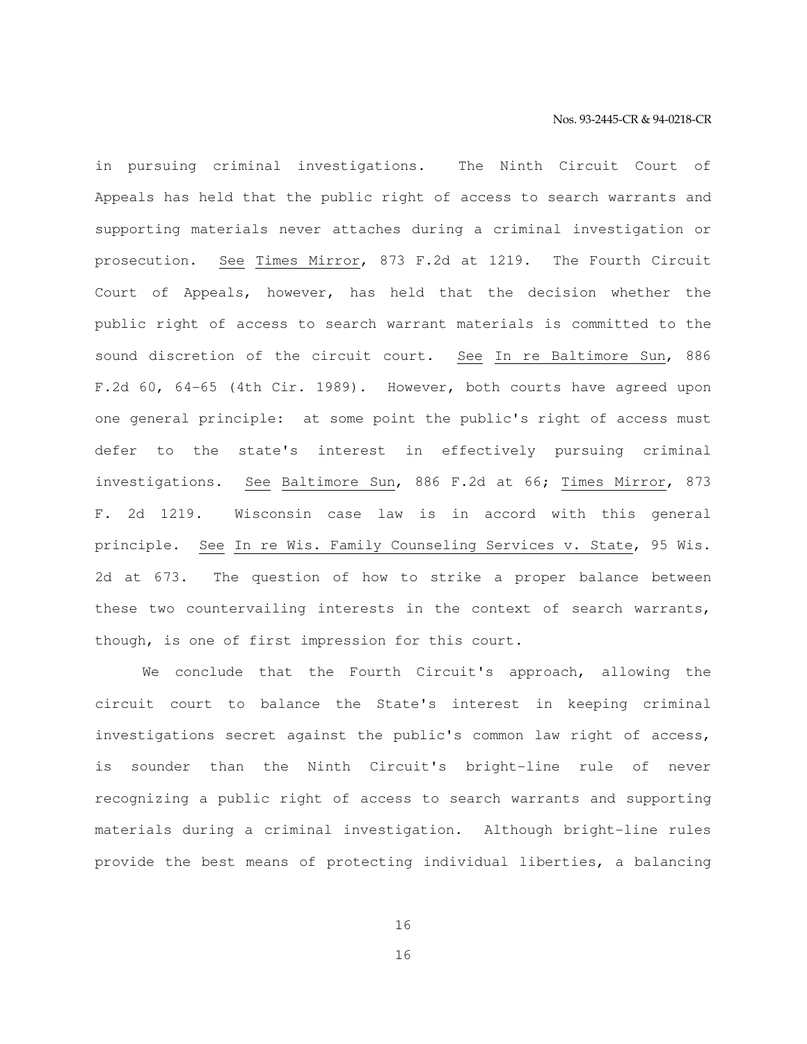in pursuing criminal investigations. The Ninth Circuit Court of Appeals has held that the public right of access to search warrants and supporting materials never attaches during a criminal investigation or prosecution. See Times Mirror, 873 F.2d at 1219. The Fourth Circuit Court of Appeals, however, has held that the decision whether the public right of access to search warrant materials is committed to the sound discretion of the circuit court. See In re Baltimore Sun, 886 F.2d 60, 64-65 (4th Cir. 1989). However, both courts have agreed upon one general principle: at some point the public's right of access must defer to the state's interest in effectively pursuing criminal investigations. See Baltimore Sun, 886 F.2d at 66; Times Mirror, 873 F. 2d 1219. Wisconsin case law is in accord with this general principle. See In re Wis. Family Counseling Services v. State, 95 Wis. 2d at 673. The question of how to strike a proper balance between these two countervailing interests in the context of search warrants, though, is one of first impression for this court.

We conclude that the Fourth Circuit's approach, allowing the circuit court to balance the State's interest in keeping criminal investigations secret against the public's common law right of access, is sounder than the Ninth Circuit's bright-line rule of never recognizing a public right of access to search warrants and supporting materials during a criminal investigation. Although bright-line rules provide the best means of protecting individual liberties, a balancing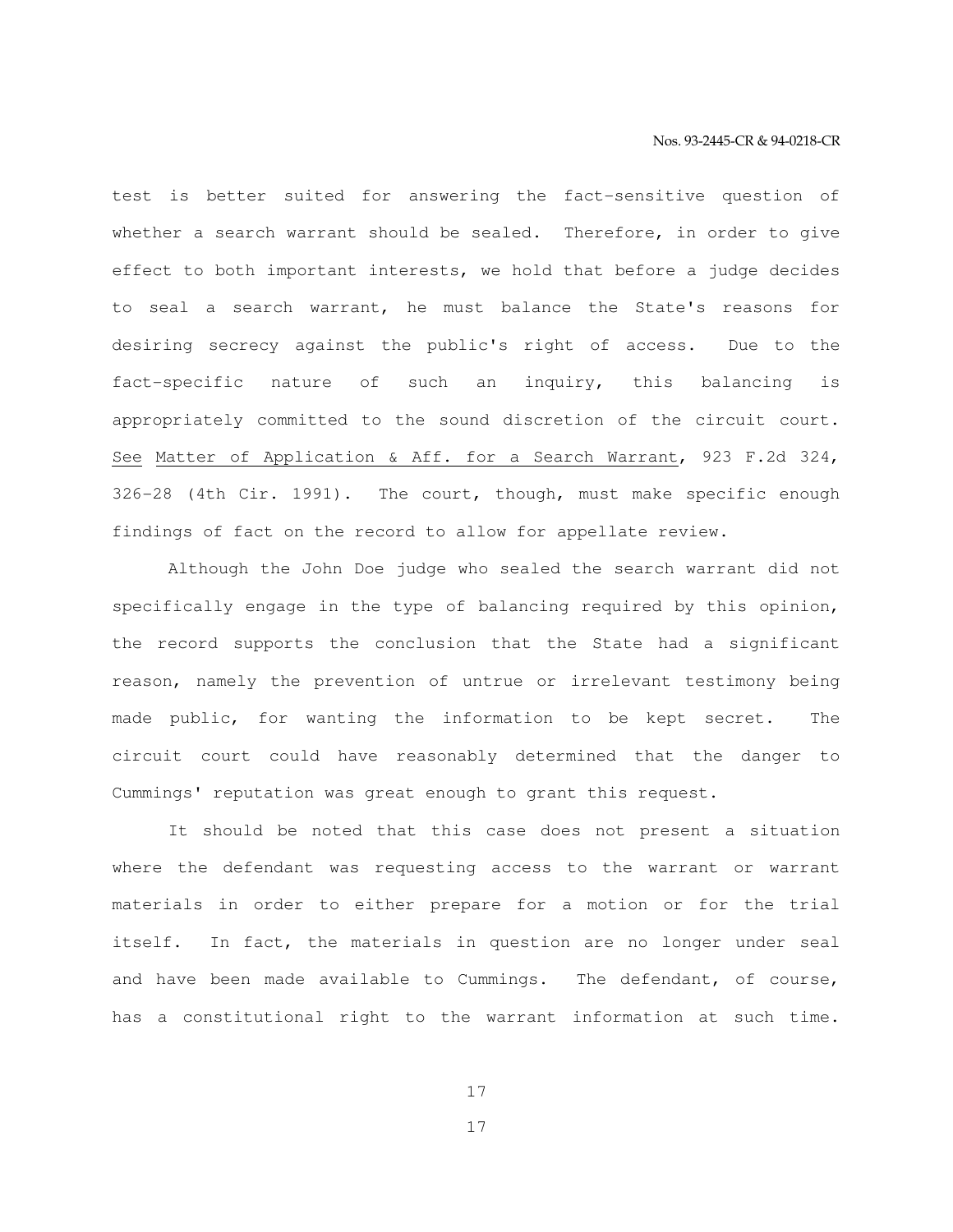test is better suited for answering the fact-sensitive question of whether a search warrant should be sealed. Therefore, in order to give effect to both important interests, we hold that before a judge decides to seal a search warrant, he must balance the State's reasons for desiring secrecy against the public's right of access. Due to the fact-specific nature of such an inquiry, this balancing is appropriately committed to the sound discretion of the circuit court. See Matter of Application & Aff. for a Search Warrant, 923 F.2d 324, 326-28 (4th Cir. 1991). The court, though, must make specific enough findings of fact on the record to allow for appellate review.

Although the John Doe judge who sealed the search warrant did not specifically engage in the type of balancing required by this opinion, the record supports the conclusion that the State had a significant reason, namely the prevention of untrue or irrelevant testimony being made public, for wanting the information to be kept secret. The circuit court could have reasonably determined that the danger to Cummings' reputation was great enough to grant this request.

It should be noted that this case does not present a situation where the defendant was requesting access to the warrant or warrant materials in order to either prepare for a motion or for the trial itself. In fact, the materials in question are no longer under seal and have been made available to Cummings. The defendant, of course, has a constitutional right to the warrant information at such time.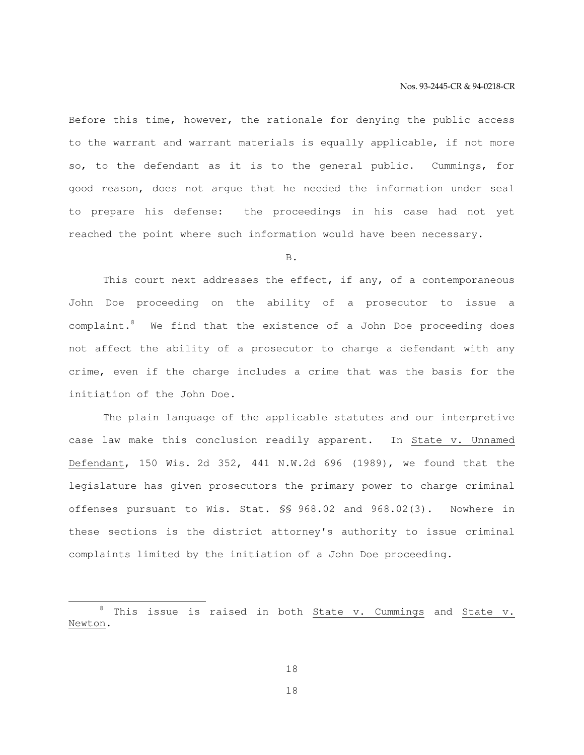Before this time, however, the rationale for denying the public access to the warrant and warrant materials is equally applicable, if not more so, to the defendant as it is to the general public. Cummings, for good reason, does not argue that he needed the information under seal to prepare his defense: the proceedings in his case had not yet reached the point where such information would have been necessary.

B.

This court next addresses the effect, if any, of a contemporaneous John Doe proceeding on the ability of a prosecutor to issue a complaint.[8] We find that the existence of a John Doe proceeding does not affect the ability of a prosecutor to charge a defendant with any crime, even if the charge includes a crime that was the basis for the initiation of the John Doe.

The plain language of the applicable statutes and our interpretive case law make this conclusion readily apparent. In State v. Unnamed Defendant, 150 Wis. 2d 352, 441 N.W.2d 696 (1989), we found that the legislature has given prosecutors the primary power to charge criminal offenses pursuant to Wis. Stat. §§ 968.02 and 968.02(3). Nowhere in these sections is the district attorney's authority to issue criminal complaints limited by the initiation of a John Doe proceeding.

---

[8] This issue is raised in both State v. Cummings and State v. Newton.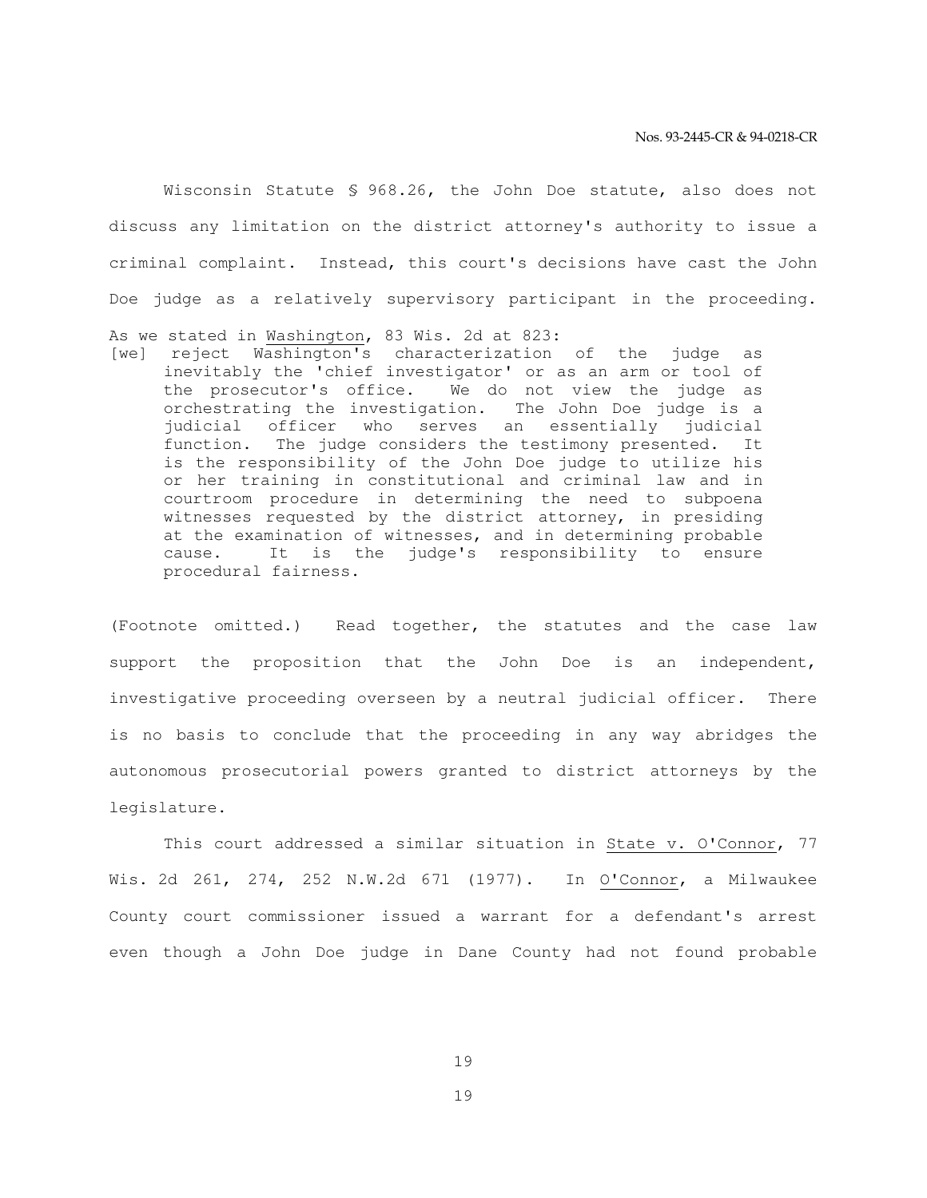Wisconsin Statute § 968.26, the John Doe statute, also does not discuss any limitation on the district attorney's authority to issue a criminal complaint. Instead, this court's decisions have cast the John Doe judge as a relatively supervisory participant in the proceeding. As we stated in Washington, 83 Wis. 2d at 823:

> [we] reject Washington's characterization of the judge as inevitably the 'chief investigator' or as an arm or tool of the prosecutor's office. We do not view the judge as orchestrating the investigation. The John Doe judge is a judicial officer who serves an essentially judicial function. The judge considers the testimony presented. It is the responsibility of the John Doe judge to utilize his or her training in constitutional and criminal law and in courtroom procedure in determining the need to subpoena witnesses requested by the district attorney, in presiding at the examination of witnesses, and in determining probable cause. It is the judge's responsibility to ensure procedural fairness.

(Footnote omitted.) Read together, the statutes and the case law support the proposition that the John Doe is an independent, investigative proceeding overseen by a neutral judicial officer. There is no basis to conclude that the proceeding in any way abridges the autonomous prosecutorial powers granted to district attorneys by the legislature.

This court addressed a similar situation in State v. O'Connor, 77 Wis. 2d 261, 274, 252 N.W.2d 671 (1977). In O'Connor, a Milwaukee County court commissioner issued a warrant for a defendant's arrest even though a John Doe judge in Dane County had not found probable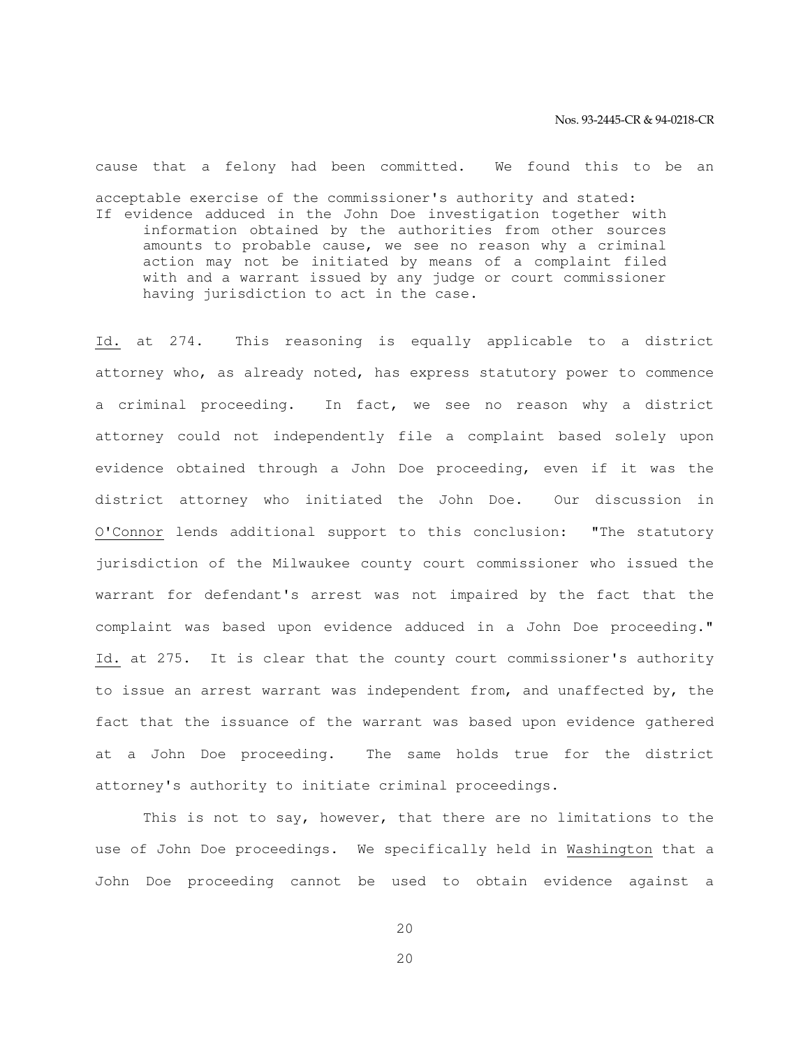cause that a felony had been committed. We found this to be an acceptable exercise of the commissioner's authority and stated:

> If evidence adduced in the John Doe investigation together with information obtained by the authorities from other sources amounts to probable cause, we see no reason why a criminal action may not be initiated by means of a complaint filed with and a warrant issued by any judge or court commissioner having jurisdiction to act in the case.

Id. at 274. This reasoning is equally applicable to a district attorney who, as already noted, has express statutory power to commence a criminal proceeding. In fact, we see no reason why a district attorney could not independently file a complaint based solely upon evidence obtained through a John Doe proceeding, even if it was the district attorney who initiated the John Doe. Our discussion in O'Connor lends additional support to this conclusion: "The statutory jurisdiction of the Milwaukee county court commissioner who issued the warrant for defendant's arrest was not impaired by the fact that the complaint was based upon evidence adduced in a John Doe proceeding." Id. at 275. It is clear that the county court commissioner's authority to issue an arrest warrant was independent from, and unaffected by, the fact that the issuance of the warrant was based upon evidence gathered at a John Doe proceeding. The same holds true for the district attorney's authority to initiate criminal proceedings.

This is not to say, however, that there are no limitations to the use of John Doe proceedings. We specifically held in Washington that a John Doe proceeding cannot be used to obtain evidence against a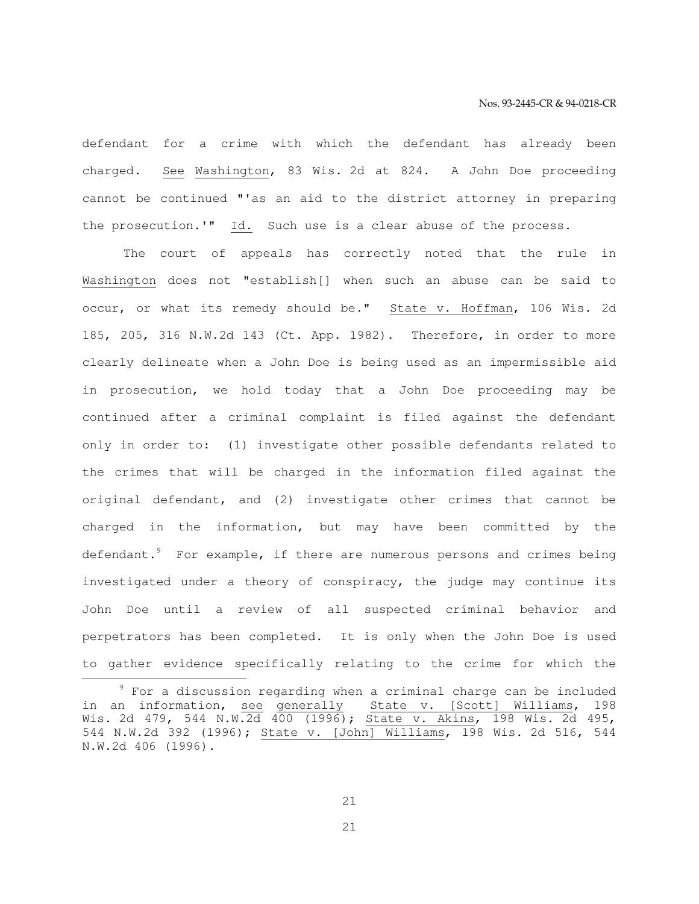defendant for a crime with which the defendant has already been charged. See Washington, 83 Wis. 2d at 824. A John Doe proceeding cannot be continued "'as an aid to the district attorney in preparing the prosecution.'" Id. Such use is a clear abuse of the process.

The court of appeals has correctly noted that the rule in Washington does not "establish[] when such an abuse can be said to occur, or what its remedy should be." State v. Hoffman, 106 Wis. 2d 185, 205, 316 N.W.2d 143 (Ct. App. 1982). Therefore, in order to more clearly delineate when a John Doe is being used as an impermissible aid in prosecution, we hold today that a John Doe proceeding may be continued after a criminal complaint is filed against the defendant only in order to: (1) investigate other possible defendants related to the crimes that will be charged in the information filed against the original defendant, and (2) investigate other crimes that cannot be charged in the information, but may have been committed by the defendant.[9] For example, if there are numerous persons and crimes being investigated under a theory of conspiracy, the judge may continue its John Doe until a review of all suspected criminal behavior and perpetrators has been completed. It is only when the John Doe is used to gather evidence specifically relating to the crime for which the

[9] For a discussion regarding when a criminal charge can be included in an information, see generally State v. [Scott] Williams, 198 Wis. 2d 479, 544 N.W.2d 400 (1996); State v. Akins, 198 Wis. 2d 495, 544 N.W.2d 392 (1996); State v. [John] Williams, 198 Wis. 2d 516, 544 N.W.2d 406 (1996).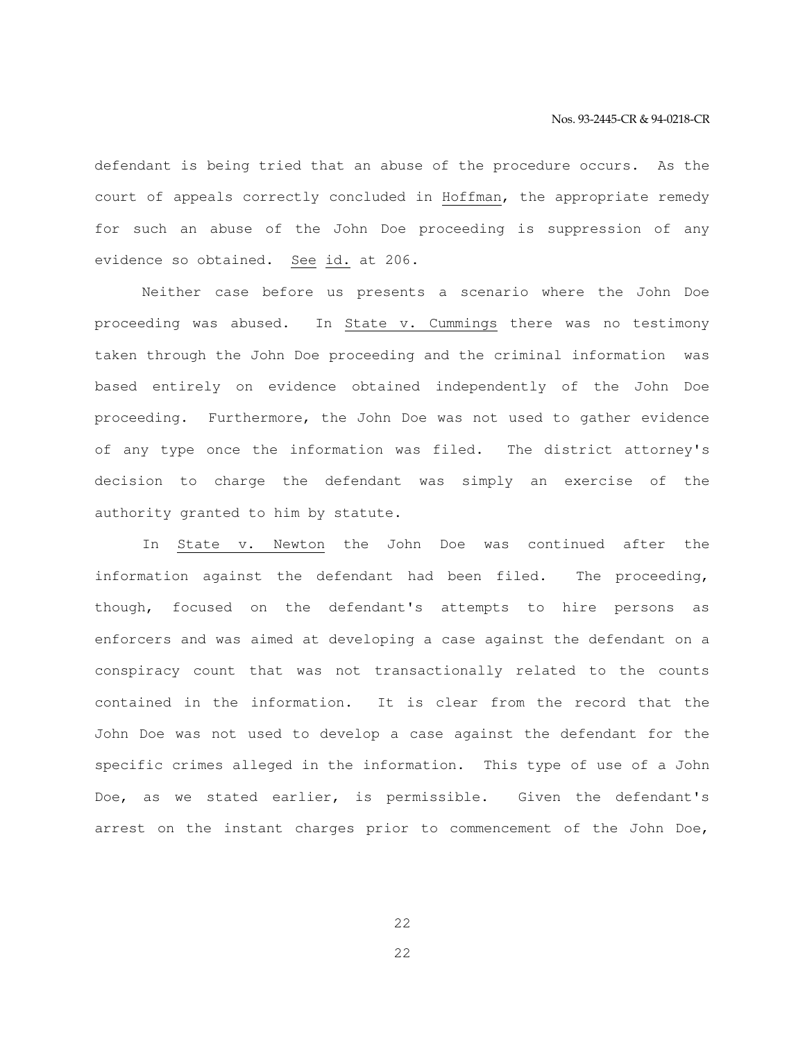defendant is being tried that an abuse of the procedure occurs. As the court of appeals correctly concluded in Hoffman, the appropriate remedy for such an abuse of the John Doe proceeding is suppression of any evidence so obtained. See id. at 206.

Neither case before us presents a scenario where the John Doe proceeding was abused. In State v. Cummings there was no testimony taken through the John Doe proceeding and the criminal information was based entirely on evidence obtained independently of the John Doe proceeding. Furthermore, the John Doe was not used to gather evidence of any type once the information was filed. The district attorney's decision to charge the defendant was simply an exercise of the authority granted to him by statute.

In State v. Newton the John Doe was continued after the information against the defendant had been filed. The proceeding, though, focused on the defendant's attempts to hire persons as enforcers and was aimed at developing a case against the defendant on a conspiracy count that was not transactionally related to the counts contained in the information. It is clear from the record that the John Doe was not used to develop a case against the defendant for the specific crimes alleged in the information. This type of use of a John Doe, as we stated earlier, is permissible. Given the defendant's arrest on the instant charges prior to commencement of the John Doe,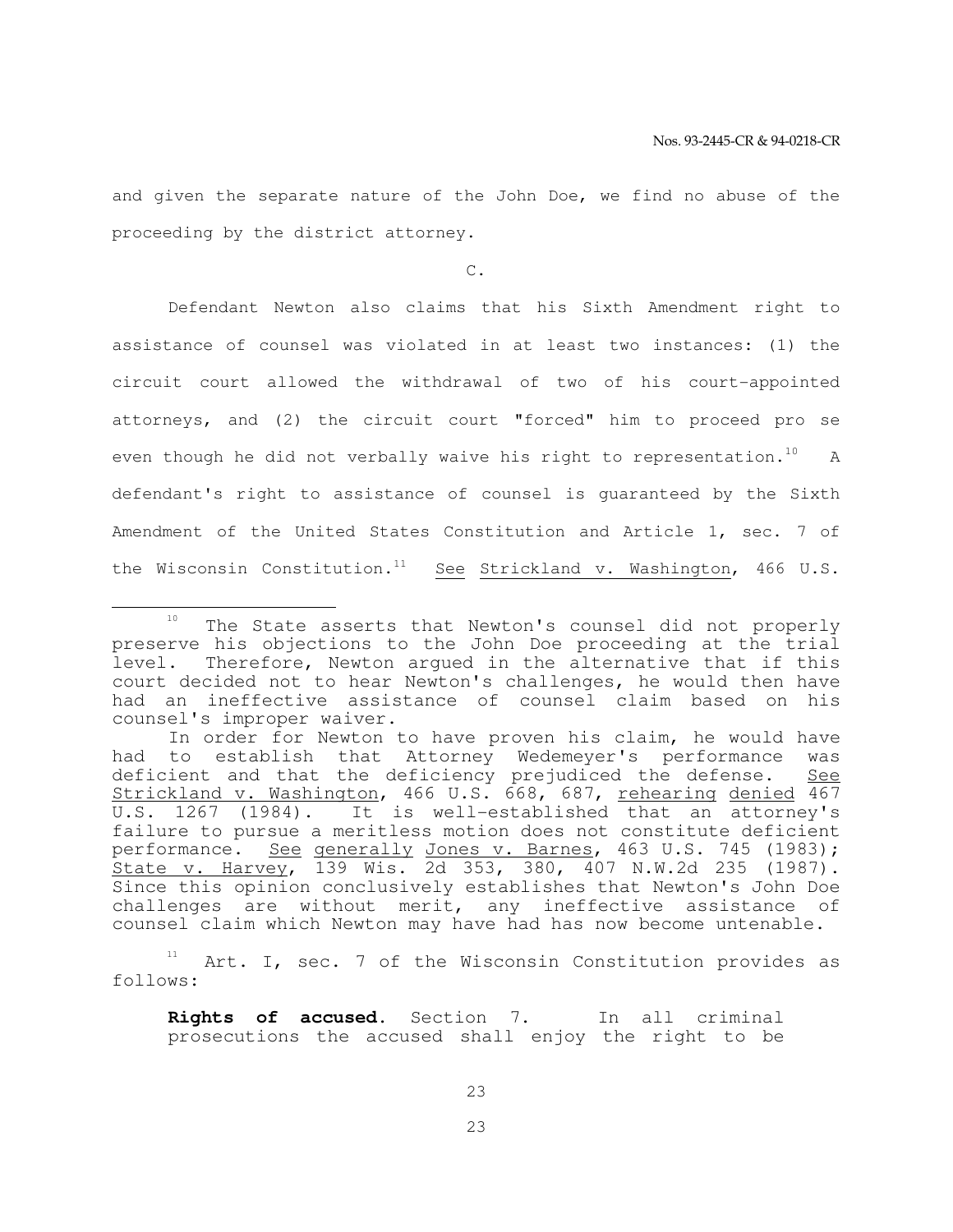and given the separate nature of the John Doe, we find no abuse of the proceeding by the district attorney.

C.

Defendant Newton also claims that his Sixth Amendment right to assistance of counsel was violated in at least two instances: (1) the circuit court allowed the withdrawal of two of his court-appointed attorneys, and (2) the circuit court "forced" him to proceed pro se even though he did not verbally waive his right to representation.[10] A defendant's right to assistance of counsel is guaranteed by the Sixth Amendment of the United States Constitution and Article 1, sec. 7 of the Wisconsin Constitution.[11] See Strickland v. Washington, 466 U.S.

---

[10] The State asserts that Newton's counsel did not properly preserve his objections to the John Doe proceeding at the trial level. Therefore, Newton argued in the alternative that if this court decided not to hear Newton's challenges, he would then have had an ineffective assistance of counsel claim based on his counsel's improper waiver.

In order for Newton to have proven his claim, he would have had to establish that Attorney Wedemeyer's performance was deficient and that the deficiency prejudiced the defense. See Strickland v. Washington, 466 U.S. 668, 687, rehearing denied 467 U.S. 1267 (1984). It is well-established that an attorney's failure to pursue a meritless motion does not constitute deficient performance. See generally Jones v. Barnes, 463 U.S. 745 (1983); State v. Harvey, 139 Wis. 2d 353, 380, 407 N.W.2d 235 (1987). Since this opinion conclusively establishes that Newton's John Doe challenges are without merit, any ineffective assistance of counsel claim which Newton may have had has now become untenable.

[11] Art. I, sec. 7 of the Wisconsin Constitution provides as follows:

> **Rights of accused.** Section 7. In all criminal prosecutions the accused shall enjoy the right to be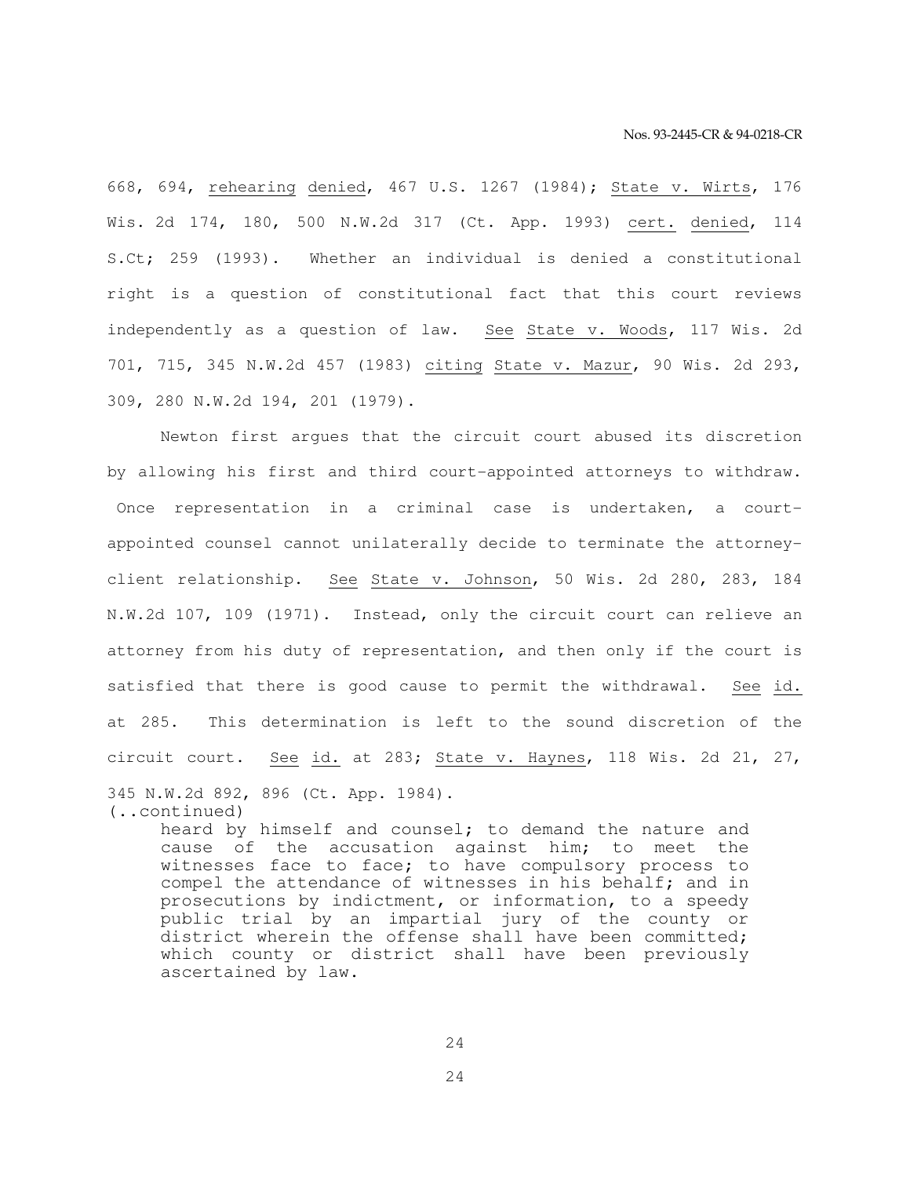668, 694, rehearing denied, 467 U.S. 1267 (1984); State v. Wirts, 176 Wis. 2d 174, 180, 500 N.W.2d 317 (Ct. App. 1993) cert. denied, 114 S.Ct; 259 (1993). Whether an individual is denied a constitutional right is a question of constitutional fact that this court reviews independently as a question of law. See State v. Woods, 117 Wis. 2d 701, 715, 345 N.W.2d 457 (1983) citing State v. Mazur, 90 Wis. 2d 293, 309, 280 N.W.2d 194, 201 (1979).

Newton first argues that the circuit court abused its discretion by allowing his first and third court-appointed attorneys to withdraw. Once representation in a criminal case is undertaken, a court-appointed counsel cannot unilaterally decide to terminate the attorney-client relationship. See State v. Johnson, 50 Wis. 2d 280, 283, 184 N.W.2d 107, 109 (1971). Instead, only the circuit court can relieve an attorney from his duty of representation, and then only if the court is satisfied that there is good cause to permit the withdrawal. See id. at 285. This determination is left to the sound discretion of the circuit court. See id. at 283; State v. Haynes, 118 Wis. 2d 21, 27, 345 N.W.2d 892, 896 (Ct. App. 1984).

(..continued)

> heard by himself and counsel; to demand the nature and cause of the accusation against him; to meet the witnesses face to face; to have compulsory process to compel the attendance of witnesses in his behalf; and in prosecutions by indictment, or information, to a speedy public trial by an impartial jury of the county or district wherein the offense shall have been committed; which county or district shall have been previously ascertained by law.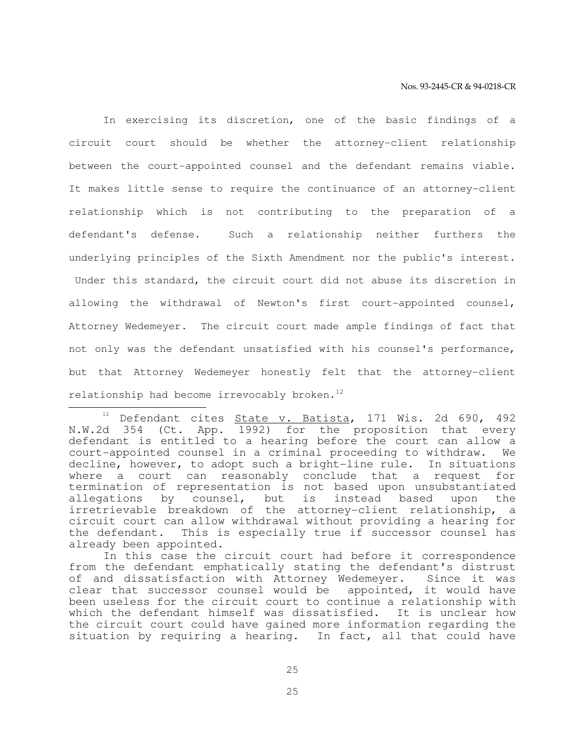In exercising its discretion, one of the basic findings of a circuit court should be whether the attorney-client relationship between the court-appointed counsel and the defendant remains viable. It makes little sense to require the continuance of an attorney-client relationship which is not contributing to the preparation of a defendant's defense. Such a relationship neither furthers the underlying principles of the Sixth Amendment nor the public's interest. Under this standard, the circuit court did not abuse its discretion in allowing the withdrawal of Newton's first court-appointed counsel, Attorney Wedemeyer. The circuit court made ample findings of fact that not only was the defendant unsatisfied with his counsel's performance, but that Attorney Wedemeyer honestly felt that the attorney-client relationship had become irrevocably broken.[12]

---

[12] Defendant cites State v. Batista, 171 Wis. 2d 690, 492 N.W.2d 354 (Ct. App. 1992) for the proposition that every defendant is entitled to a hearing before the court can allow a court-appointed counsel in a criminal proceeding to withdraw. We decline, however, to adopt such a bright-line rule. In situations where a court can reasonably conclude that a request for termination of representation is not based upon unsubstantiated allegations by counsel, but is instead based upon the irretrievable breakdown of the attorney-client relationship, a circuit court can allow withdrawal without providing a hearing for the defendant. This is especially true if successor counsel has already been appointed.

In this case the circuit court had before it correspondence from the defendant emphatically stating the defendant's distrust of and dissatisfaction with Attorney Wedemeyer. Since it was clear that successor counsel would be appointed, it would have been useless for the circuit court to continue a relationship with which the defendant himself was dissatisfied. It is unclear how the circuit court could have gained more information regarding the situation by requiring a hearing. In fact, all that could have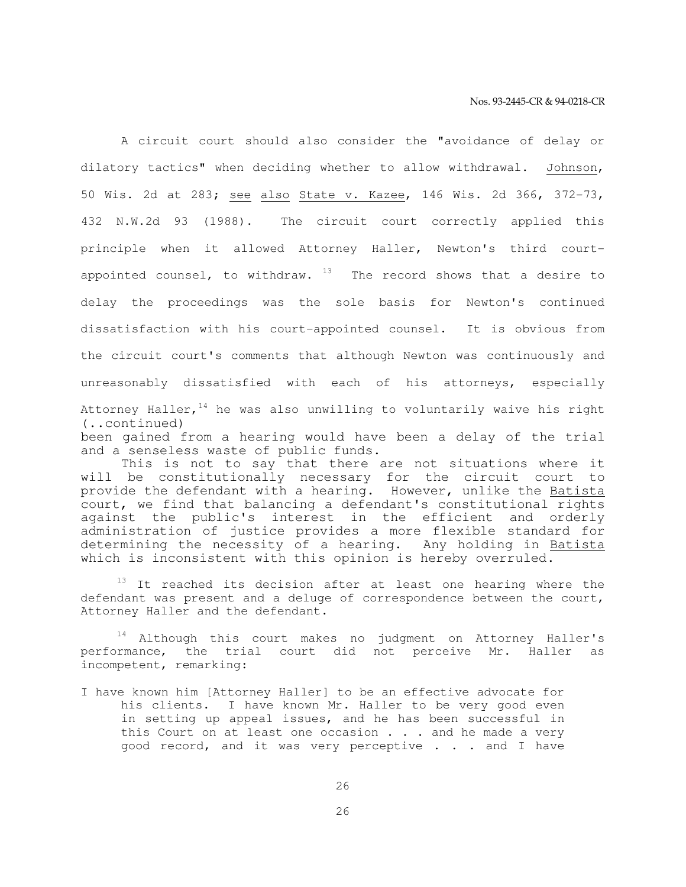A circuit court should also consider the "avoidance of delay or dilatory tactics" when deciding whether to allow withdrawal. Johnson, 50 Wis. 2d at 283; see also State v. Kazee, 146 Wis. 2d 366, 372-73, 432 N.W.2d 93 (1988). The circuit court correctly applied this principle when it allowed Attorney Haller, Newton's third court-appointed counsel, to withdraw.[13] The record shows that a desire to delay the proceedings was the sole basis for Newton's continued dissatisfaction with his court-appointed counsel. It is obvious from the circuit court's comments that although Newton was continuously and unreasonably dissatisfied with each of his attorneys, especially Attorney Haller,[14] he was also unwilling to voluntarily waive his right

(..continued)
been gained from a hearing would have been a delay of the trial and a senseless waste of public funds.

This is not to say that there are not situations where it will be constitutionally necessary for the circuit court to provide the defendant with a hearing. However, unlike the Batista court, we find that balancing a defendant's constitutional rights against the public's interest in the efficient and orderly administration of justice provides a more flexible standard for determining the necessity of a hearing. Any holding in Batista which is inconsistent with this opinion is hereby overruled.

[13] It reached its decision after at least one hearing where the defendant was present and a deluge of correspondence between the court, Attorney Haller and the defendant.

[14] Although this court makes no judgment on Attorney Haller's performance, the trial court did not perceive Mr. Haller as incompetent, remarking:

> I have known him [Attorney Haller] to be an effective advocate for his clients. I have known Mr. Haller to be very good even in setting up appeal issues, and he has been successful in this Court on at least one occasion . . . and he made a very good record, and it was very perceptive . . . and I have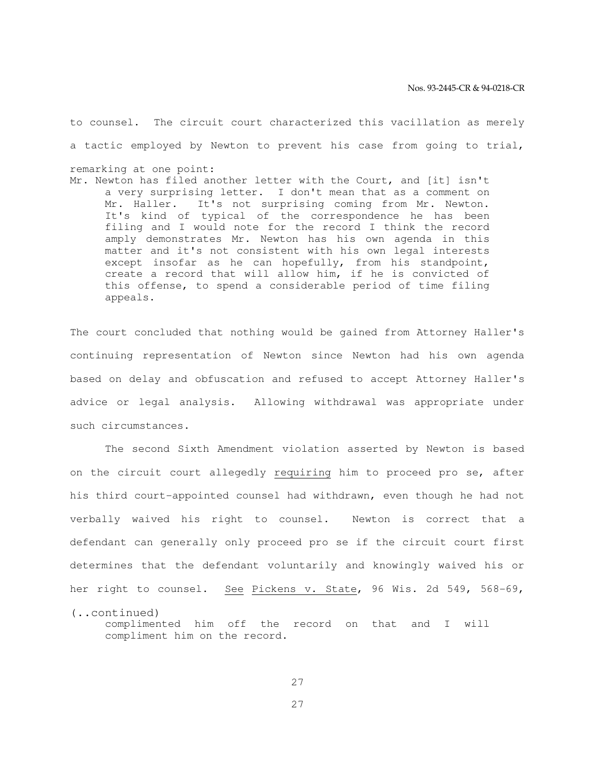to counsel. The circuit court characterized this vacillation as merely a tactic employed by Newton to prevent his case from going to trial, remarking at one point:

> Mr. Newton has filed another letter with the Court, and [it] isn't a very surprising letter. I don't mean that as a comment on Mr. Haller. It's not surprising coming from Mr. Newton. It's kind of typical of the correspondence he has been filing and I would note for the record I think the record amply demonstrates Mr. Newton has his own agenda in this matter and it's not consistent with his own legal interests except insofar as he can hopefully, from his standpoint, create a record that will allow him, if he is convicted of this offense, to spend a considerable period of time filing appeals.

The court concluded that nothing would be gained from Attorney Haller's continuing representation of Newton since Newton had his own agenda based on delay and obfuscation and refused to accept Attorney Haller's advice or legal analysis. Allowing withdrawal was appropriate under such circumstances.

The second Sixth Amendment violation asserted by Newton is based on the circuit court allegedly <u>requiring</u> him to proceed pro se, after his third court-appointed counsel had withdrawn, even though he had not verbally waived his right to counsel. Newton is correct that a defendant can generally only proceed pro se if the circuit court first determines that the defendant voluntarily and knowingly waived his or her right to counsel. <u>See</u> <u>Pickens v. State</u>, 96 Wis. 2d 549, 568-69,

(..continued)

> complimented him off the record on that and I will compliment him on the record.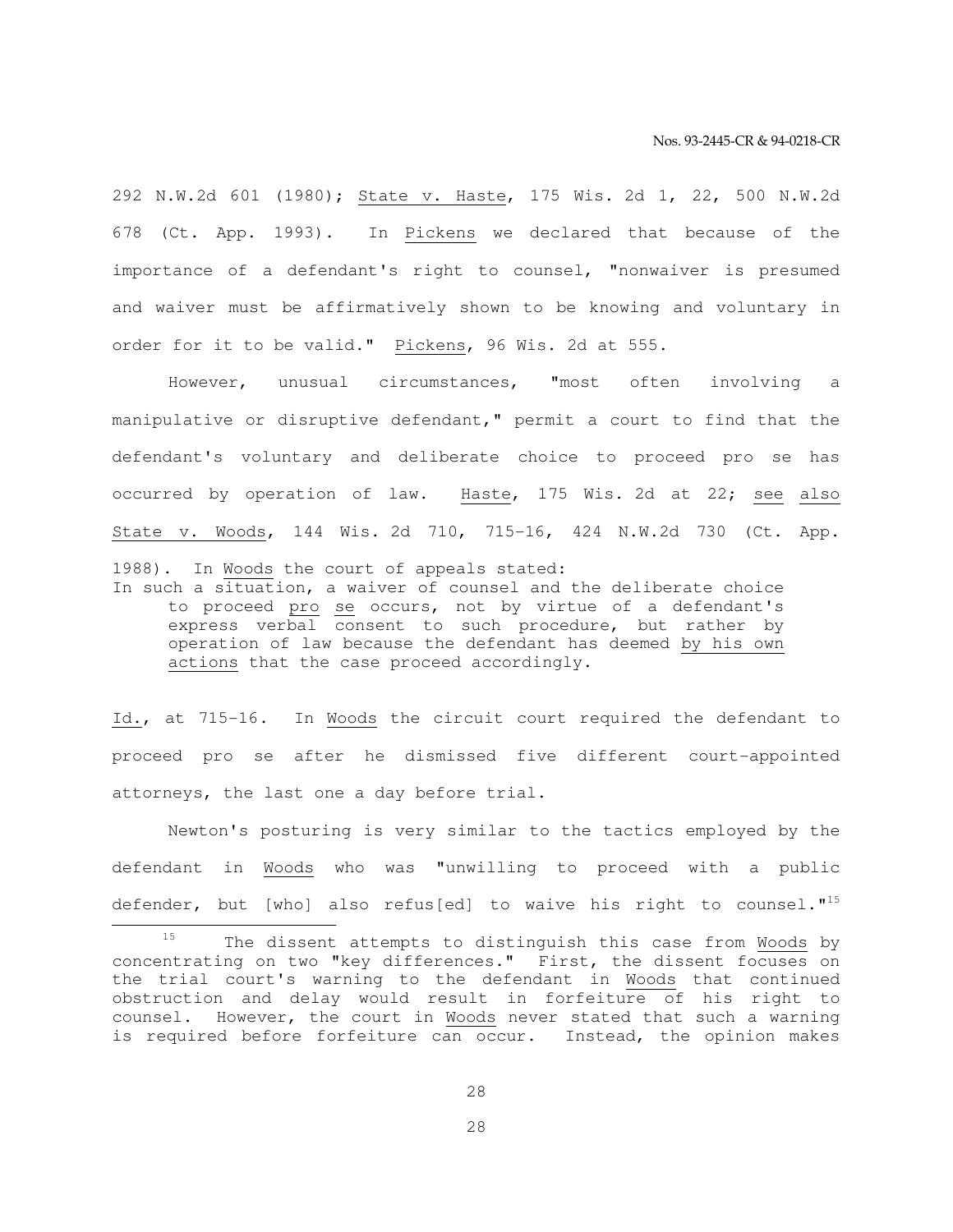292 N.W.2d 601 (1980); State v. Haste, 175 Wis. 2d 1, 22, 500 N.W.2d 678 (Ct. App. 1993). In Pickens we declared that because of the importance of a defendant's right to counsel, "nonwaiver is presumed and waiver must be affirmatively shown to be knowing and voluntary in order for it to be valid." Pickens, 96 Wis. 2d at 555.

However, unusual circumstances, "most often involving a manipulative or disruptive defendant," permit a court to find that the defendant's voluntary and deliberate choice to proceed pro se has occurred by operation of law. Haste, 175 Wis. 2d at 22; see also State v. Woods, 144 Wis. 2d 710, 715-16, 424 N.W.2d 730 (Ct. App. 1988). In Woods the court of appeals stated:

> In such a situation, a waiver of counsel and the deliberate choice to proceed *pro se* occurs, not by virtue of a defendant's express verbal consent to such procedure, but rather by operation of law because the defendant has deemed *by his own actions* that the case proceed accordingly.

Id., at 715-16. In Woods the circuit court required the defendant to proceed pro se after he dismissed five different court-appointed attorneys, the last one a day before trial.

Newton's posturing is very similar to the tactics employed by the defendant in Woods who was "unwilling to proceed with a public defender, but [who] also refus[ed] to waive his right to counsel."[15]

[15] The dissent attempts to distinguish this case from Woods by concentrating on two "key differences." First, the dissent focuses on the trial court's warning to the defendant in Woods that continued obstruction and delay would result in forfeiture of his right to counsel. However, the court in Woods never stated that such a warning is required before forfeiture can occur. Instead, the opinion makes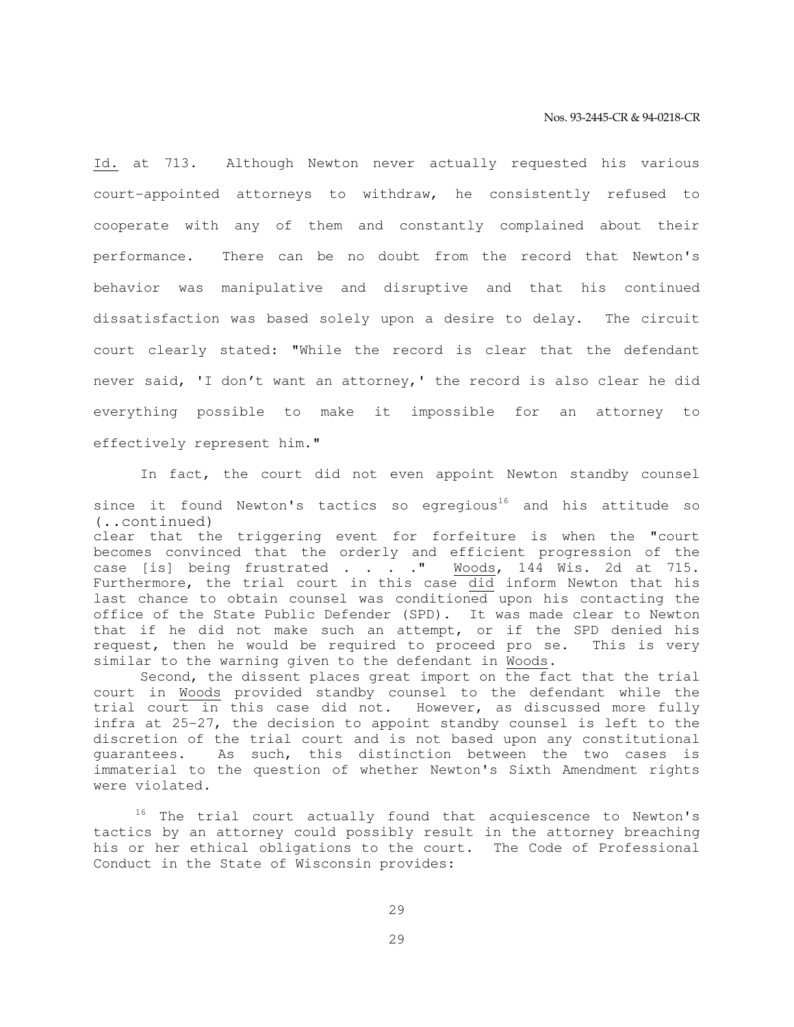Id. at 713. Although Newton never actually requested his various court-appointed attorneys to withdraw, he consistently refused to cooperate with any of them and constantly complained about their performance. There can be no doubt from the record that Newton's behavior was manipulative and disruptive and that his continued dissatisfaction was based solely upon a desire to delay. The circuit court clearly stated: "While the record is clear that the defendant never said, 'I don't want an attorney,' the record is also clear he did everything possible to make it impossible for an attorney to effectively represent him."

In fact, the court did not even appoint Newton standby counsel since it found Newton's tactics so egregious[16] and his attitude so

(..continued)
clear that the triggering event for forfeiture is when the "court becomes convinced that the orderly and efficient progression of the case [is] being frustrated . . . ." Woods, 144 Wis. 2d at 715. Furthermore, the trial court in this case did inform Newton that his last chance to obtain counsel was conditioned upon his contacting the office of the State Public Defender (SPD). It was made clear to Newton that if he did not make such an attempt, or if the SPD denied his request, then he would be required to proceed pro se. This is very similar to the warning given to the defendant in Woods.

Second, the dissent places great import on the fact that the trial court in Woods provided standby counsel to the defendant while the trial court in this case did not. However, as discussed more fully infra at 25-27, the decision to appoint standby counsel is left to the discretion of the trial court and is not based upon any constitutional guarantees. As such, this distinction between the two cases is immaterial to the question of whether Newton's Sixth Amendment rights were violated.

[16] The trial court actually found that acquiescence to Newton's tactics by an attorney could possibly result in the attorney breaching his or her ethical obligations to the court. The Code of Professional Conduct in the State of Wisconsin provides: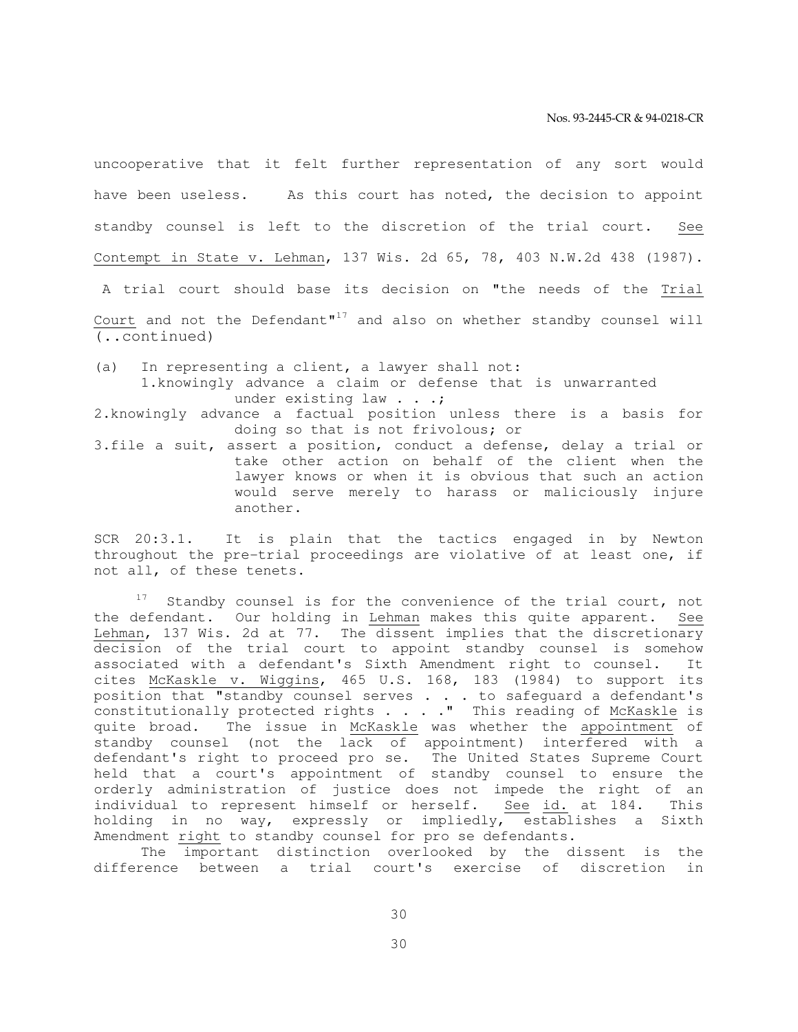uncooperative that it felt further representation of any sort would have been useless. As this court has noted, the decision to appoint standby counsel is left to the discretion of the trial court. See Contempt in State v. Lehman, 137 Wis. 2d 65, 78, 403 N.W.2d 438 (1987). A trial court should base its decision on "the needs of the Trial Court and not the Defendant"[17] and also on whether standby counsel will

(..continued)

(a) In representing a client, a lawyer shall not:
   1. knowingly advance a claim or defense that is unwarranted under existing law . . .;
   2. knowingly advance a factual position unless there is a basis for doing so that is not frivolous; or
   3. file a suit, assert a position, conduct a defense, delay a trial or take other action on behalf of the client when the lawyer knows or when it is obvious that such an action would serve merely to harass or maliciously injure another.

SCR 20:3.1. It is plain that the tactics engaged in by Newton throughout the pre-trial proceedings are violative of at least one, if not all, of these tenets.

[17] Standby counsel is for the convenience of the trial court, not the defendant. Our holding in Lehman makes this quite apparent. See Lehman, 137 Wis. 2d at 77. The dissent implies that the discretionary decision of the trial court to appoint standby counsel is somehow associated with a defendant's Sixth Amendment right to counsel. It cites McKaskle v. Wiggins, 465 U.S. 168, 183 (1984) to support its position that "standby counsel serves . . . to safeguard a defendant's constitutionally protected rights . . . ." This reading of McKaskle is quite broad. The issue in McKaskle was whether the appointment of standby counsel (not the lack of appointment) interfered with a defendant's right to proceed pro se. The United States Supreme Court held that a court's appointment of standby counsel to ensure the orderly administration of justice does not impede the right of an individual to represent himself or herself. See id. at 184. This holding in no way, expressly or impliedly, establishes a Sixth Amendment right to standby counsel for pro se defendants.

The important distinction overlooked by the dissent is the difference between a trial court's exercise of discretion in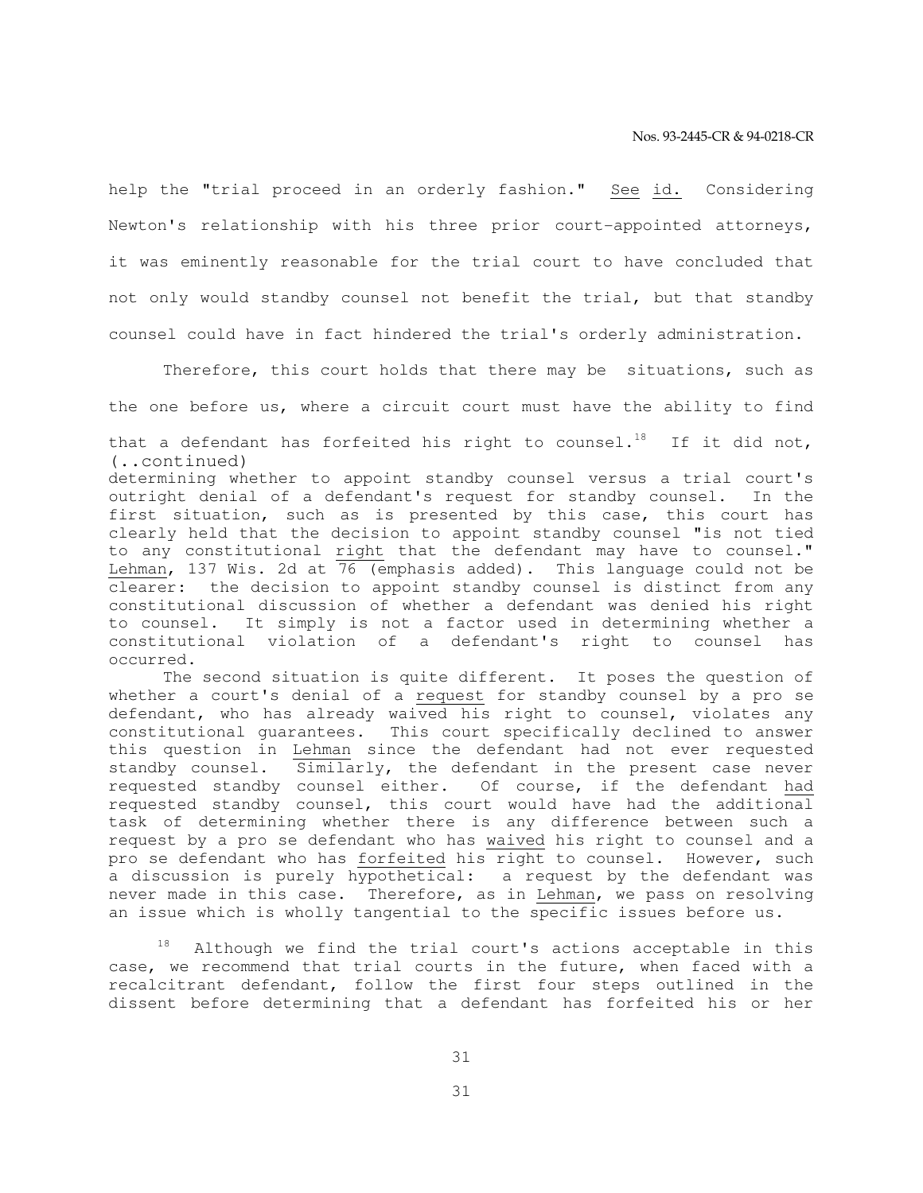help the "trial proceed in an orderly fashion." See id. Considering Newton's relationship with his three prior court-appointed attorneys, it was eminently reasonable for the trial court to have concluded that not only would standby counsel not benefit the trial, but that standby counsel could have in fact hindered the trial's orderly administration.

Therefore, this court holds that there may be situations, such as the one before us, where a circuit court must have the ability to find that a defendant has forfeited his right to counsel.[18] If it did not,

(..continued)
determining whether to appoint standby counsel versus a trial court's outright denial of a defendant's request for standby counsel. In the first situation, such as is presented by this case, this court has clearly held that the decision to appoint standby counsel "is not tied to any constitutional right that the defendant may have to counsel." Lehman, 137 Wis. 2d at 76 (emphasis added). This language could not be clearer: the decision to appoint standby counsel is distinct from any constitutional discussion of whether a defendant was denied his right to counsel. It simply is not a factor used in determining whether a constitutional violation of a defendant's right to counsel has occurred.

The second situation is quite different. It poses the question of whether a court's denial of a request for standby counsel by a pro se defendant, who has already waived his right to counsel, violates any constitutional guarantees. This court specifically declined to answer this question in Lehman since the defendant had not ever requested standby counsel. Similarly, the defendant in the present case never requested standby counsel either. Of course, if the defendant had requested standby counsel, this court would have had the additional task of determining whether there is any difference between such a request by a pro se defendant who has waived his right to counsel and a pro se defendant who has forfeited his right to counsel. However, such a discussion is purely hypothetical: a request by the defendant was never made in this case. Therefore, as in Lehman, we pass on resolving an issue which is wholly tangential to the specific issues before us.

[18] Although we find the trial court's actions acceptable in this case, we recommend that trial courts in the future, when faced with a recalcitrant defendant, follow the first four steps outlined in the dissent before determining that a defendant has forfeited his or her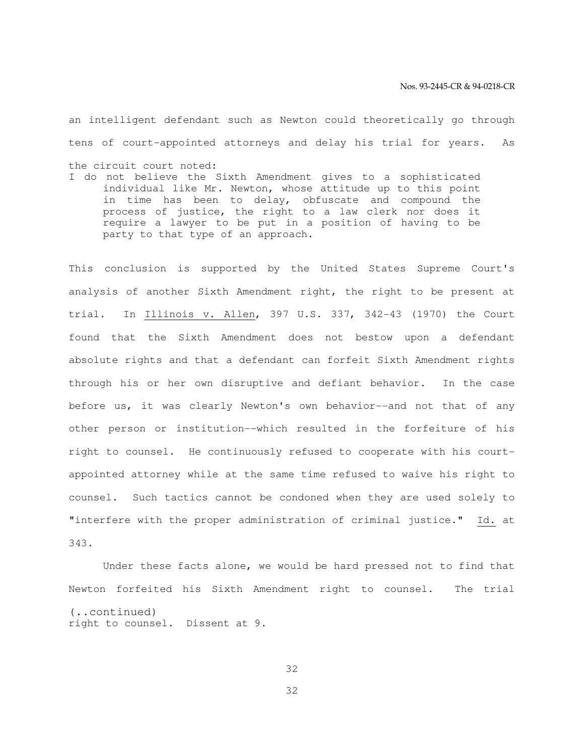an intelligent defendant such as Newton could theoretically go through tens of court-appointed attorneys and delay his trial for years. As the circuit court noted:

> I do not believe the Sixth Amendment gives to a sophisticated individual like Mr. Newton, whose attitude up to this point in time has been to delay, obfuscate and compound the process of justice, the right to a law clerk nor does it require a lawyer to be put in a position of having to be party to that type of an approach.

This conclusion is supported by the United States Supreme Court's analysis of another Sixth Amendment right, the right to be present at trial. In Illinois v. Allen, 397 U.S. 337, 342-43 (1970) the Court found that the Sixth Amendment does not bestow upon a defendant absolute rights and that a defendant can forfeit Sixth Amendment rights through his or her own disruptive and defiant behavior. In the case before us, it was clearly Newton's own behavior--and not that of any other person or institution--which resulted in the forfeiture of his right to counsel. He continuously refused to cooperate with his court-appointed attorney while at the same time refused to waive his right to counsel. Such tactics cannot be condoned when they are used solely to "interfere with the proper administration of criminal justice." Id. at 343.

Under these facts alone, we would be hard pressed not to find that Newton forfeited his Sixth Amendment right to counsel. The trial

(..continued)
right to counsel. Dissent at 9.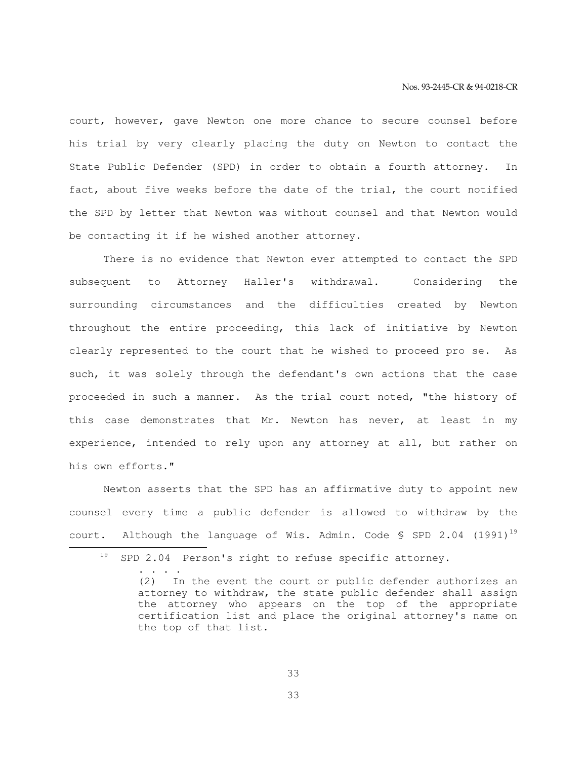court, however, gave Newton one more chance to secure counsel before his trial by very clearly placing the duty on Newton to contact the State Public Defender (SPD) in order to obtain a fourth attorney. In fact, about five weeks before the date of the trial, the court notified the SPD by letter that Newton was without counsel and that Newton would be contacting it if he wished another attorney.

There is no evidence that Newton ever attempted to contact the SPD subsequent to Attorney Haller's withdrawal. Considering the surrounding circumstances and the difficulties created by Newton throughout the entire proceeding, this lack of initiative by Newton clearly represented to the court that he wished to proceed pro se. As such, it was solely through the defendant's own actions that the case proceeded in such a manner. As the trial court noted, "the history of this case demonstrates that Mr. Newton has never, at least in my experience, intended to rely upon any attorney at all, but rather on his own efforts."

Newton asserts that the SPD has an affirmative duty to appoint new counsel every time a public defender is allowed to withdraw by the court. Although the language of Wis. Admin. Code § SPD 2.04 (1991)[19]

---

[19] SPD 2.04 Person's right to refuse specific attorney.

. . . .

(2) In the event the court or public defender authorizes an attorney to withdraw, the state public defender shall assign the attorney who appears on the top of the appropriate certification list and place the original attorney's name on the top of that list.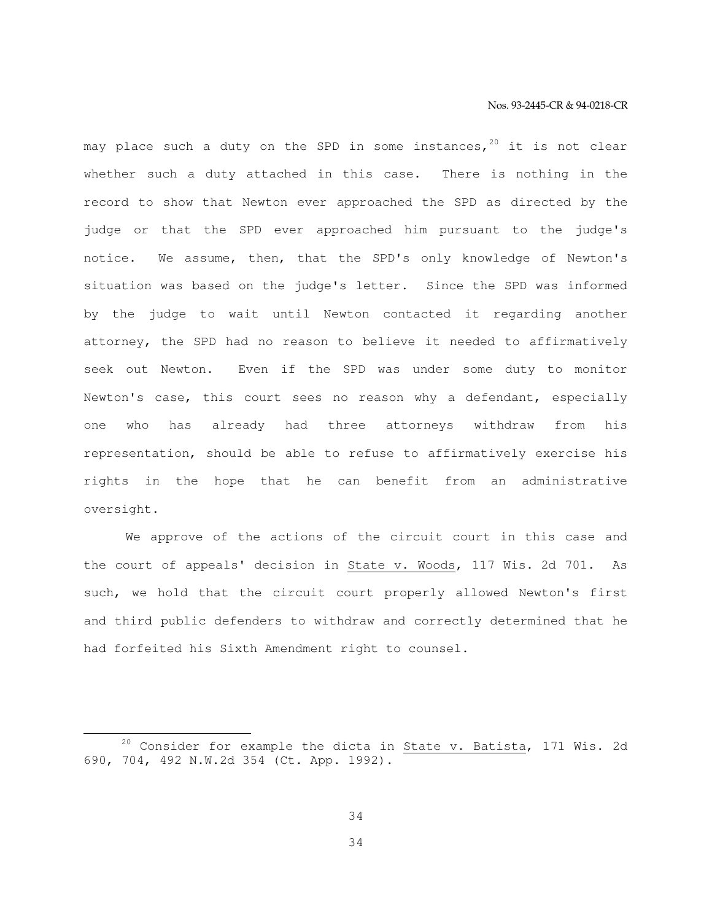may place such a duty on the SPD in some instances,[20] it is not clear whether such a duty attached in this case. There is nothing in the record to show that Newton ever approached the SPD as directed by the judge or that the SPD ever approached him pursuant to the judge's notice. We assume, then, that the SPD's only knowledge of Newton's situation was based on the judge's letter. Since the SPD was informed by the judge to wait until Newton contacted it regarding another attorney, the SPD had no reason to believe it needed to affirmatively seek out Newton. Even if the SPD was under some duty to monitor Newton's case, this court sees no reason why a defendant, especially one who has already had three attorneys withdraw from his representation, should be able to refuse to affirmatively exercise his rights in the hope that he can benefit from an administrative oversight.

We approve of the actions of the circuit court in this case and the court of appeals' decision in State v. Woods, 117 Wis. 2d 701. As such, we hold that the circuit court properly allowed Newton's first and third public defenders to withdraw and correctly determined that he had forfeited his Sixth Amendment right to counsel.

---

[20] Consider for example the dicta in State v. Batista, 171 Wis. 2d 690, 704, 492 N.W.2d 354 (Ct. App. 1992).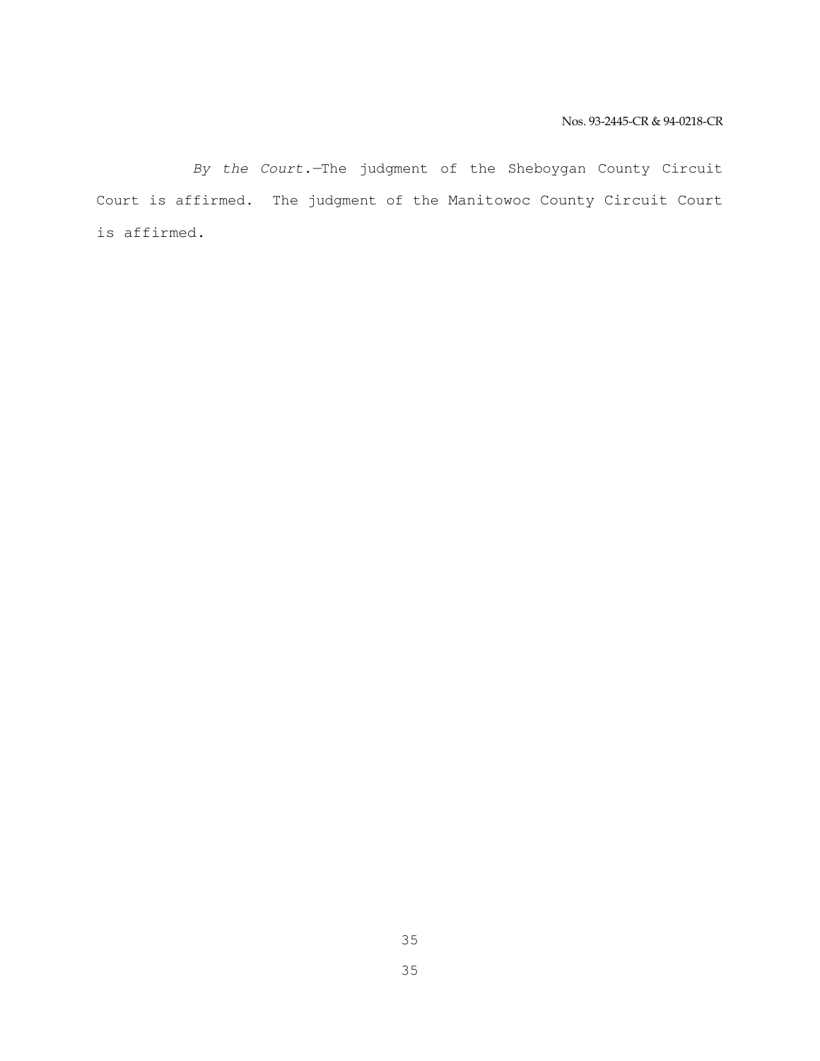*By the Court.*—The judgment of the Sheboygan County Circuit Court is affirmed. The judgment of the Manitowoc County Circuit Court is affirmed.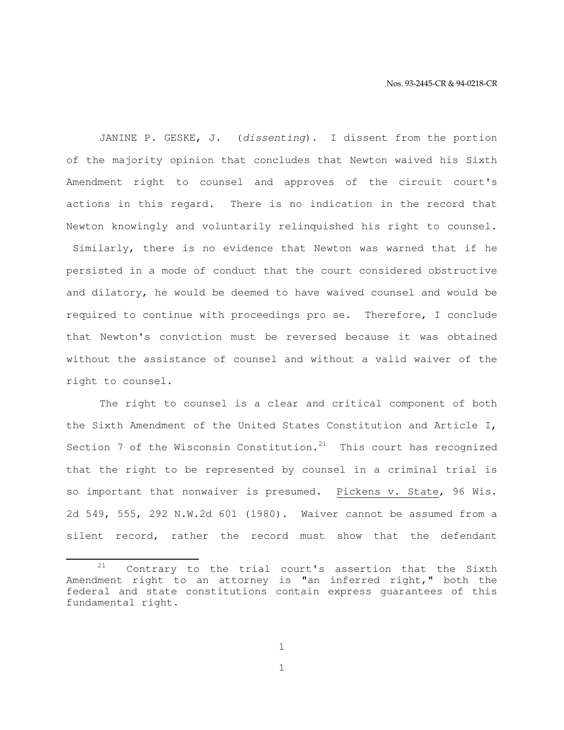JANINE P. GESKE, J. (*dissenting*). I dissent from the portion of the majority opinion that concludes that Newton waived his Sixth Amendment right to counsel and approves of the circuit court's actions in this regard. There is no indication in the record that Newton knowingly and voluntarily relinquished his right to counsel. Similarly, there is no evidence that Newton was warned that if he persisted in a mode of conduct that the court considered obstructive and dilatory, he would be deemed to have waived counsel and would be required to continue with proceedings pro se. Therefore, I conclude that Newton's conviction must be reversed because it was obtained without the assistance of counsel and without a valid waiver of the right to counsel.

The right to counsel is a clear and critical component of both the Sixth Amendment of the United States Constitution and Article I, Section 7 of the Wisconsin Constitution.[21] This court has recognized that the right to be represented by counsel in a criminal trial is so important that nonwaiver is presumed. Pickens v. State, 96 Wis. 2d 549, 555, 292 N.W.2d 601 (1980). Waiver cannot be assumed from a silent record, rather the record must show that the defendant

[21] Contrary to the trial court's assertion that the Sixth Amendment right to an attorney is "an inferred right," both the federal and state constitutions contain express guarantees of this fundamental right.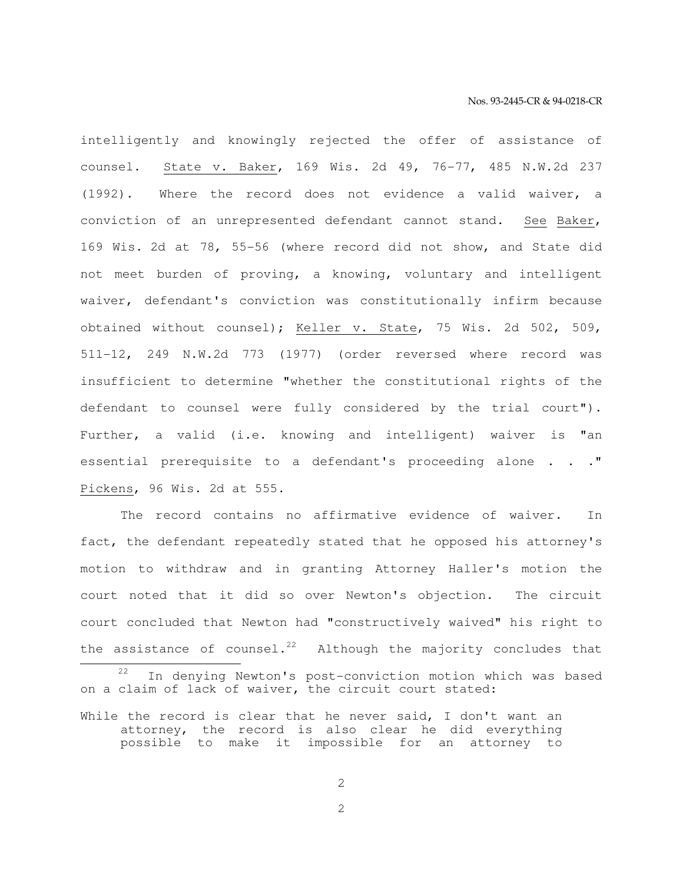intelligently and knowingly rejected the offer of assistance of counsel. State v. Baker, 169 Wis. 2d 49, 76-77, 485 N.W.2d 237 (1992). Where the record does not evidence a valid waiver, a conviction of an unrepresented defendant cannot stand. See Baker, 169 Wis. 2d at 78, 55-56 (where record did not show, and State did not meet burden of proving, a knowing, voluntary and intelligent waiver, defendant's conviction was constitutionally infirm because obtained without counsel); Keller v. State, 75 Wis. 2d 502, 509, 511-12, 249 N.W.2d 773 (1977) (order reversed where record was insufficient to determine "whether the constitutional rights of the defendant to counsel were fully considered by the trial court"). Further, a valid (i.e. knowing and intelligent) waiver is "an essential prerequisite to a defendant's proceeding alone . . ." Pickens, 96 Wis. 2d at 555.

The record contains no affirmative evidence of waiver. In fact, the defendant repeatedly stated that he opposed his attorney's motion to withdraw and in granting Attorney Haller's motion the court noted that it did so over Newton's objection. The circuit court concluded that Newton had "constructively waived" his right to the assistance of counsel.[22] Although the majority concludes that

---

[22] In denying Newton's post-conviction motion which was based on a claim of lack of waiver, the circuit court stated:

> While the record is clear that he never said, I don't want an attorney, the record is also clear he did everything possible to make it impossible for an attorney to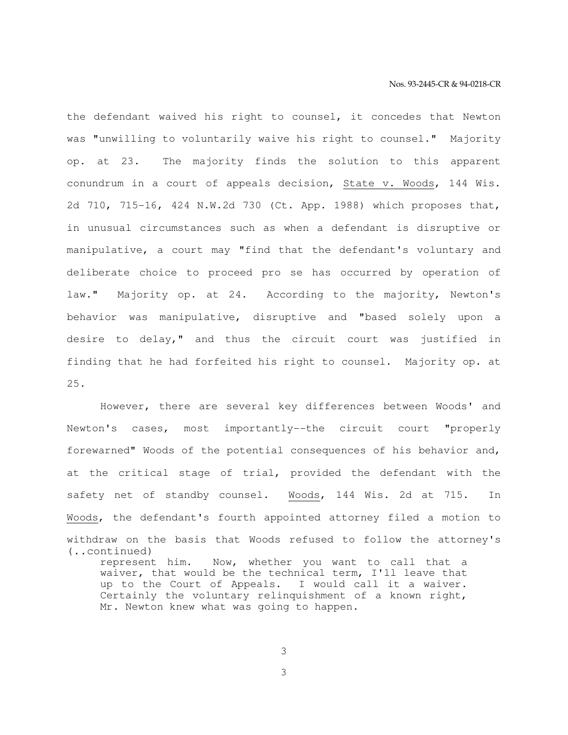the defendant waived his right to counsel, it concedes that Newton was "unwilling to voluntarily waive his right to counsel." Majority op. at 23. The majority finds the solution to this apparent conundrum in a court of appeals decision, State v. Woods, 144 Wis. 2d 710, 715-16, 424 N.W.2d 730 (Ct. App. 1988) which proposes that, in unusual circumstances such as when a defendant is disruptive or manipulative, a court may "find that the defendant's voluntary and deliberate choice to proceed pro se has occurred by operation of law." Majority op. at 24. According to the majority, Newton's behavior was manipulative, disruptive and "based solely upon a desire to delay," and thus the circuit court was justified in finding that he had forfeited his right to counsel. Majority op. at 25.

However, there are several key differences between Woods' and Newton's cases, most importantly--the circuit court "properly forewarned" Woods of the potential consequences of his behavior and, at the critical stage of trial, provided the defendant with the safety net of standby counsel. Woods, 144 Wis. 2d at 715. In Woods, the defendant's fourth appointed attorney filed a motion to withdraw on the basis that Woods refused to follow the attorney's

(..continued)

> represent him. Now, whether you want to call that a waiver, that would be the technical term, I'll leave that up to the Court of Appeals. I would call it a waiver. Certainly the voluntary relinquishment of a known right, Mr. Newton knew what was going to happen.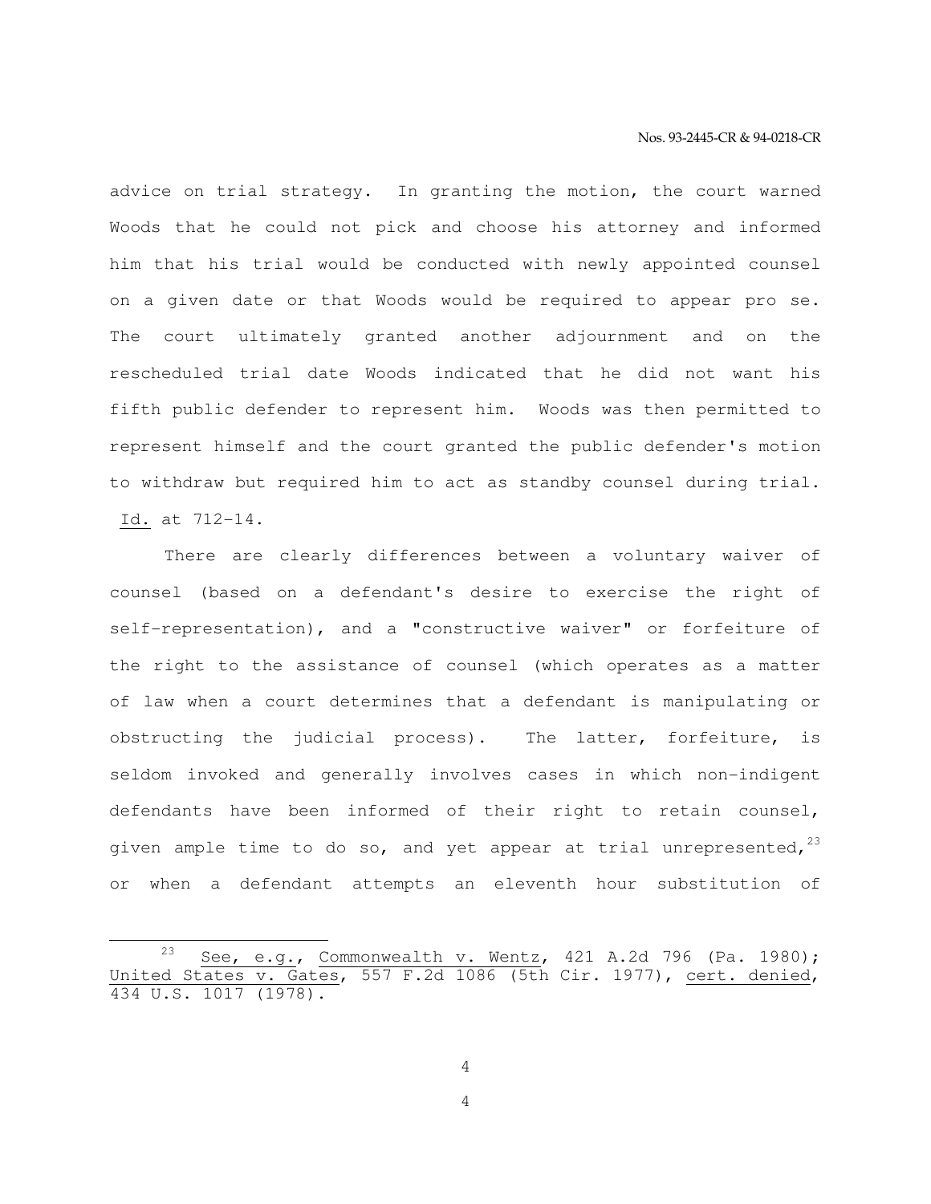advice on trial strategy. In granting the motion, the court warned Woods that he could not pick and choose his attorney and informed him that his trial would be conducted with newly appointed counsel on a given date or that Woods would be required to appear pro se. The court ultimately granted another adjournment and on the rescheduled trial date Woods indicated that he did not want his fifth public defender to represent him. Woods was then permitted to represent himself and the court granted the public defender's motion to withdraw but required him to act as standby counsel during trial. Id. at 712-14.

There are clearly differences between a voluntary waiver of counsel (based on a defendant's desire to exercise the right of self-representation), and a "constructive waiver" or forfeiture of the right to the assistance of counsel (which operates as a matter of law when a court determines that a defendant is manipulating or obstructing the judicial process). The latter, forfeiture, is seldom invoked and generally involves cases in which non-indigent defendants have been informed of their right to retain counsel, given ample time to do so, and yet appear at trial unrepresented,[23] or when a defendant attempts an eleventh hour substitution of

---

[23] See, e.g., Commonwealth v. Wentz, 421 A.2d 796 (Pa. 1980); United States v. Gates, 557 F.2d 1086 (5th Cir. 1977), cert. denied, 434 U.S. 1017 (1978).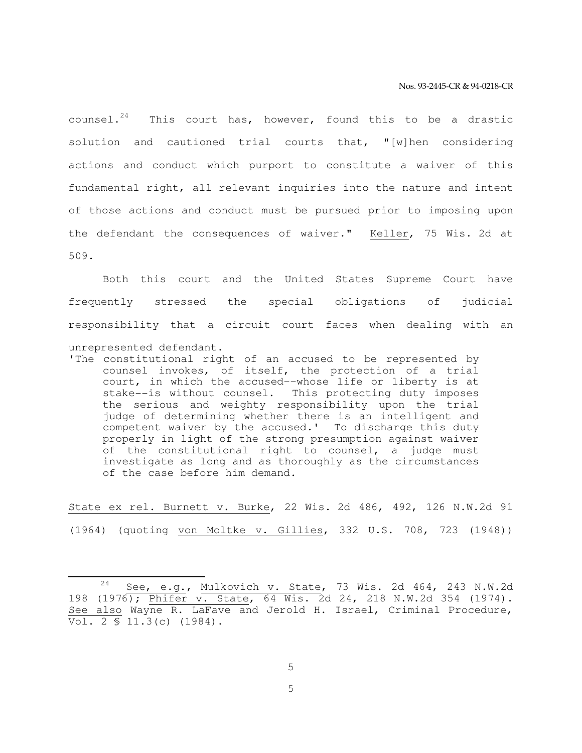counsel.[24] This court has, however, found this to be a drastic solution and cautioned trial courts that, "[w]hen considering actions and conduct which purport to constitute a waiver of this fundamental right, all relevant inquiries into the nature and intent of those actions and conduct must be pursued prior to imposing upon the defendant the consequences of waiver." Keller, 75 Wis. 2d at 509.

Both this court and the United States Supreme Court have frequently stressed the special obligations of judicial responsibility that a circuit court faces when dealing with an unrepresented defendant.

> 'The constitutional right of an accused to be represented by counsel invokes, of itself, the protection of a trial court, in which the accused--whose life or liberty is at stake--is without counsel. This protecting duty imposes the serious and weighty responsibility upon the trial judge of determining whether there is an intelligent and competent waiver by the accused.' To discharge this duty properly in light of the strong presumption against waiver of the constitutional right to counsel, a judge must investigate as long and as thoroughly as the circumstances of the case before him demand.

State ex rel. Burnett v. Burke, 22 Wis. 2d 486, 492, 126 N.W.2d 91 (1964) (quoting von Moltke v. Gillies, 332 U.S. 708, 723 (1948))

---

[24] See, e.g., Mulkovich v. State, 73 Wis. 2d 464, 243 N.W.2d 198 (1976); Phifer v. State, 64 Wis. 2d 24, 218 N.W.2d 354 (1974). See also Wayne R. LaFave and Jerold H. Israel, Criminal Procedure, Vol. 2 § 11.3(c) (1984).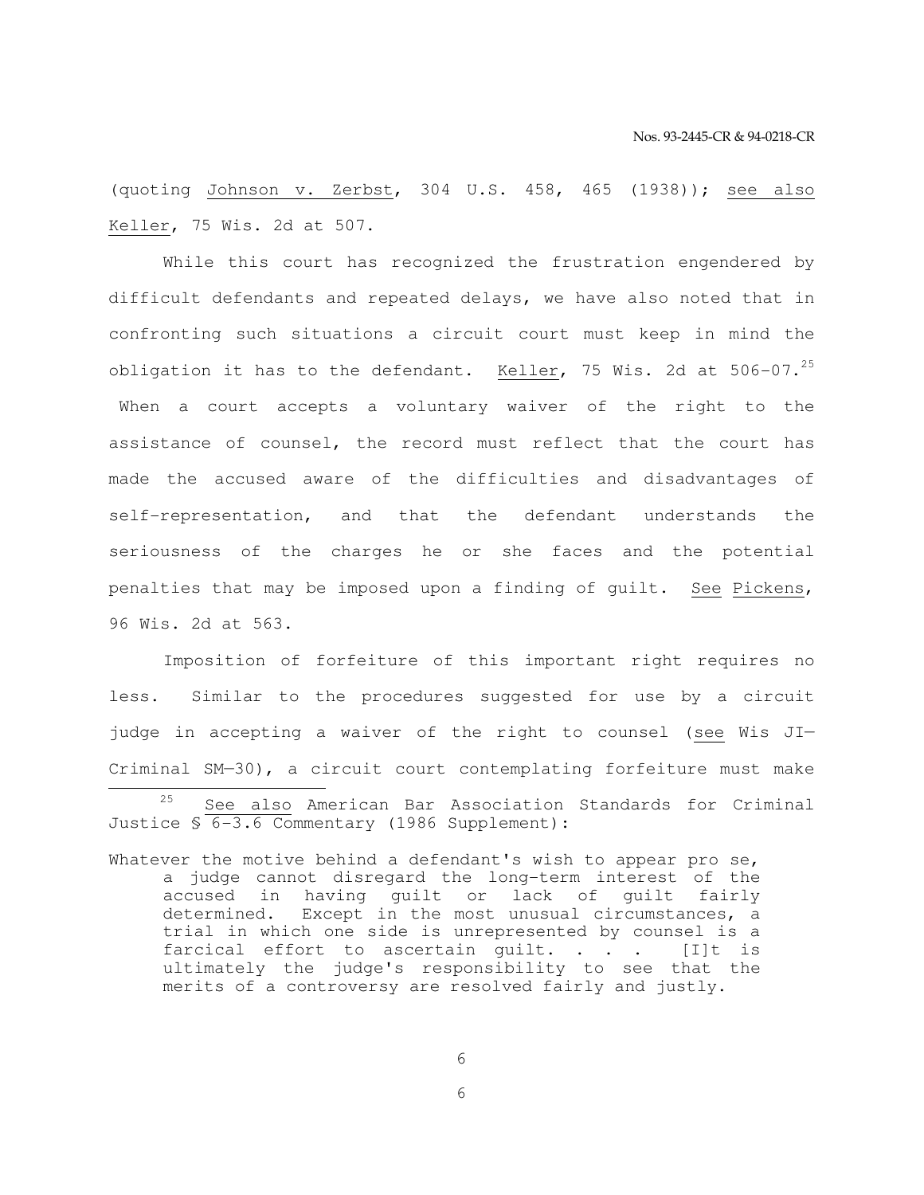(quoting Johnson v. Zerbst, 304 U.S. 458, 465 (1938)); see also Keller, 75 Wis. 2d at 507.

While this court has recognized the frustration engendered by difficult defendants and repeated delays, we have also noted that in confronting such situations a circuit court must keep in mind the obligation it has to the defendant. Keller, 75 Wis. 2d at 506-07.[25] When a court accepts a voluntary waiver of the right to the assistance of counsel, the record must reflect that the court has made the accused aware of the difficulties and disadvantages of self-representation, and that the defendant understands the seriousness of the charges he or she faces and the potential penalties that may be imposed upon a finding of guilt. See Pickens, 96 Wis. 2d at 563.

Imposition of forfeiture of this important right requires no less. Similar to the procedures suggested for use by a circuit judge in accepting a waiver of the right to counsel (see Wis JI—Criminal SM—30), a circuit court contemplating forfeiture must make

---

[25] See also American Bar Association Standards for Criminal Justice § 6-3.6 Commentary (1986 Supplement):

> Whatever the motive behind a defendant's wish to appear pro se, a judge cannot disregard the long-term interest of the accused in having guilt or lack of guilt fairly determined. Except in the most unusual circumstances, a trial in which one side is unrepresented by counsel is a farcical effort to ascertain guilt. . . . [I]t is ultimately the judge's responsibility to see that the merits of a controversy are resolved fairly and justly.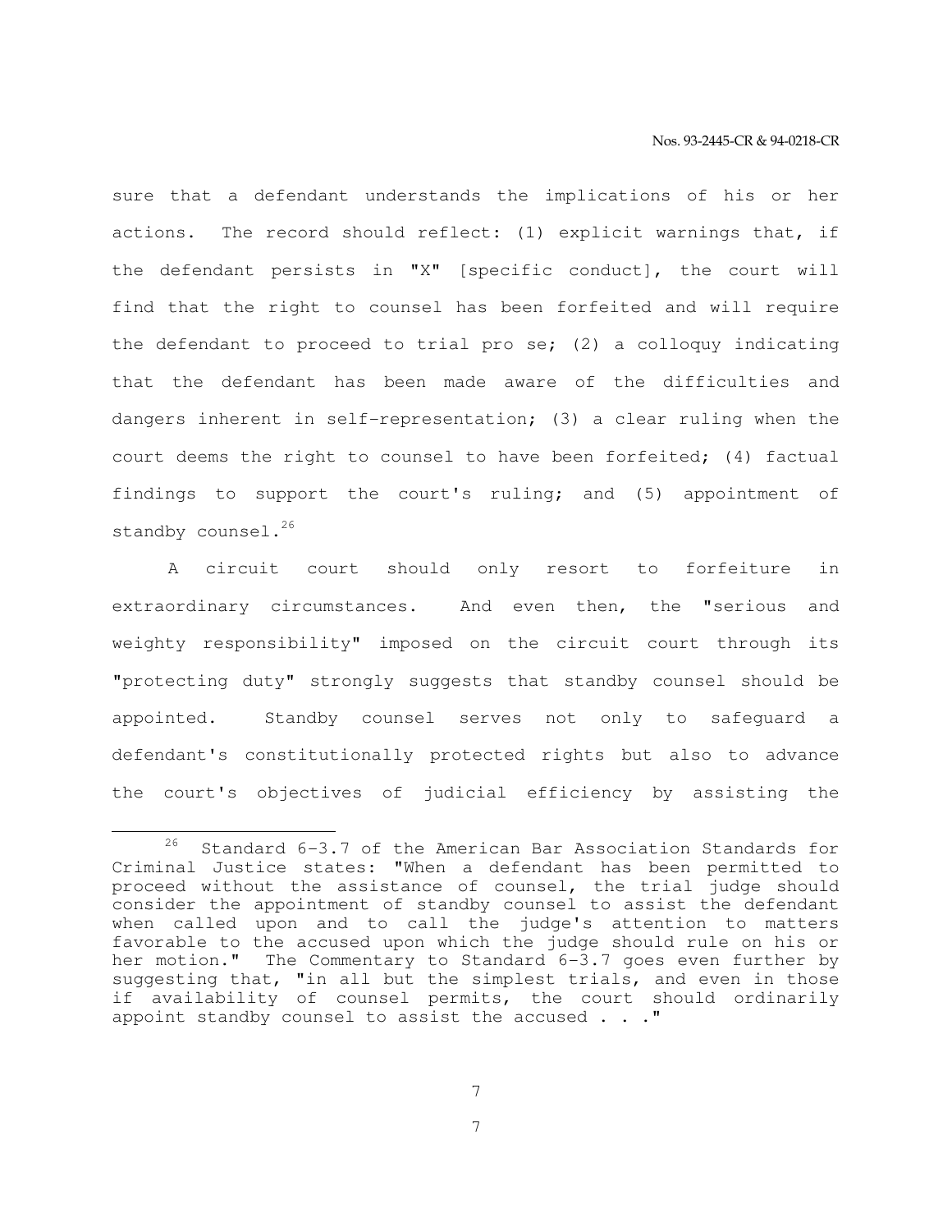sure that a defendant understands the implications of his or her actions. The record should reflect: (1) explicit warnings that, if the defendant persists in "X" [specific conduct], the court will find that the right to counsel has been forfeited and will require the defendant to proceed to trial pro se; (2) a colloquy indicating that the defendant has been made aware of the difficulties and dangers inherent in self-representation; (3) a clear ruling when the court deems the right to counsel to have been forfeited; (4) factual findings to support the court's ruling; and (5) appointment of standby counsel.[26]

A circuit court should only resort to forfeiture in extraordinary circumstances. And even then, the "serious and weighty responsibility" imposed on the circuit court through its "protecting duty" strongly suggests that standby counsel should be appointed. Standby counsel serves not only to safeguard a defendant's constitutionally protected rights but also to advance the court's objectives of judicial efficiency by assisting the

---

[26] Standard 6-3.7 of the American Bar Association Standards for Criminal Justice states: "When a defendant has been permitted to proceed without the assistance of counsel, the trial judge should consider the appointment of standby counsel to assist the defendant when called upon and to call the judge's attention to matters favorable to the accused upon which the judge should rule on his or her motion." The Commentary to Standard 6-3.7 goes even further by suggesting that, "in all but the simplest trials, and even in those if availability of counsel permits, the court should ordinarily appoint standby counsel to assist the accused . . ."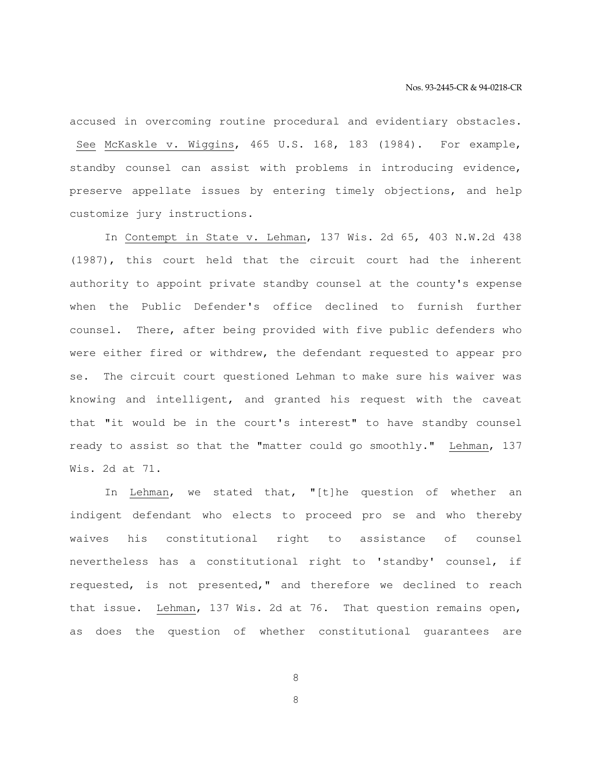accused in overcoming routine procedural and evidentiary obstacles. See McKaskle v. Wiggins, 465 U.S. 168, 183 (1984). For example, standby counsel can assist with problems in introducing evidence, preserve appellate issues by entering timely objections, and help customize jury instructions.

In Contempt in State v. Lehman, 137 Wis. 2d 65, 403 N.W.2d 438 (1987), this court held that the circuit court had the inherent authority to appoint private standby counsel at the county's expense when the Public Defender's office declined to furnish further counsel. There, after being provided with five public defenders who were either fired or withdrew, the defendant requested to appear pro se. The circuit court questioned Lehman to make sure his waiver was knowing and intelligent, and granted his request with the caveat that "it would be in the court's interest" to have standby counsel ready to assist so that the "matter could go smoothly." Lehman, 137 Wis. 2d at 71.

In Lehman, we stated that, "[t]he question of whether an indigent defendant who elects to proceed pro se and who thereby waives his constitutional right to assistance of counsel nevertheless has a constitutional right to 'standby' counsel, if requested, is not presented," and therefore we declined to reach that issue. Lehman, 137 Wis. 2d at 76. That question remains open, as does the question of whether constitutional guarantees are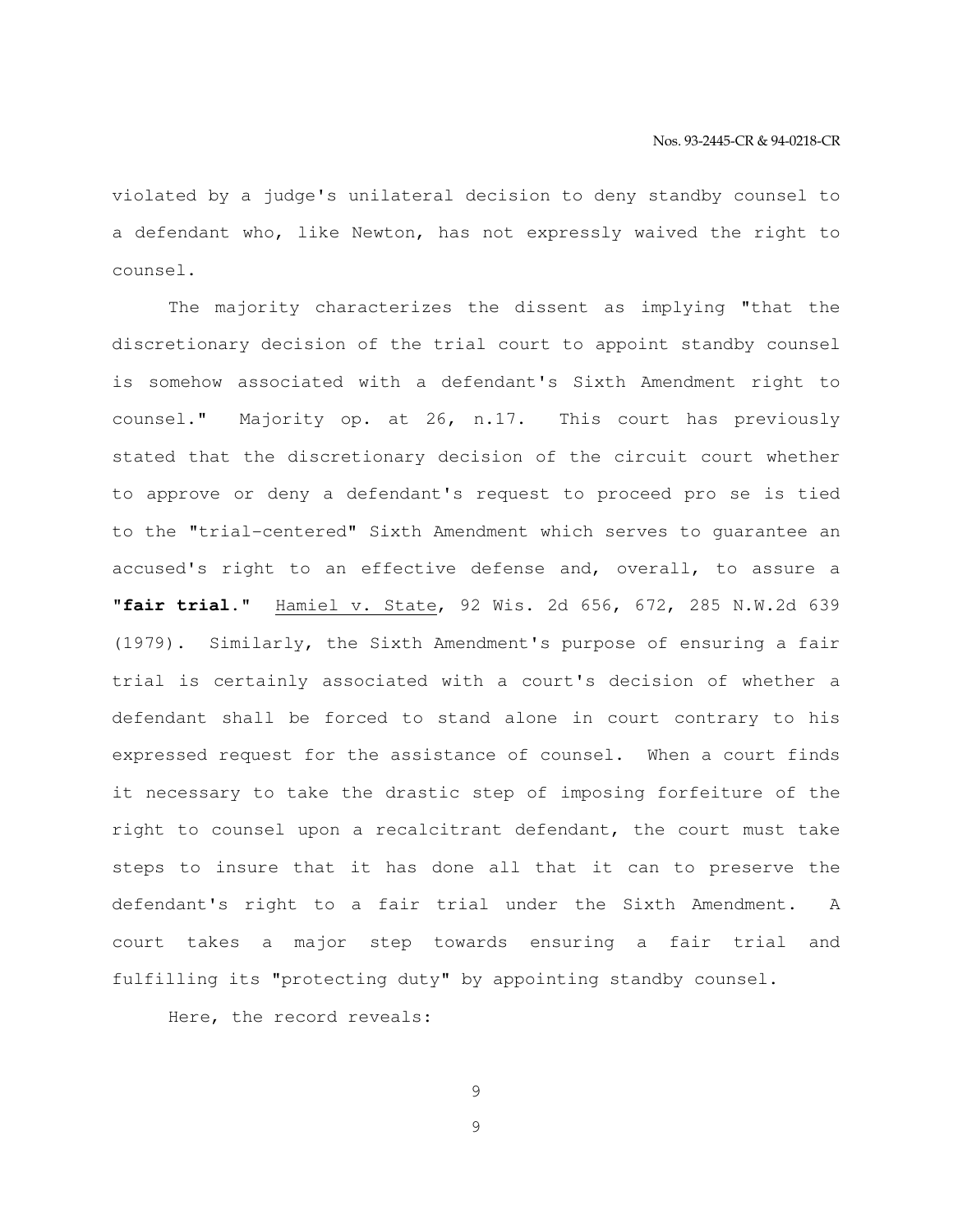violated by a judge's unilateral decision to deny standby counsel to a defendant who, like Newton, has not expressly waived the right to counsel.

The majority characterizes the dissent as implying "that the discretionary decision of the trial court to appoint standby counsel is somehow associated with a defendant's Sixth Amendment right to counsel." Majority op. at 26, n.17. This court has previously stated that the discretionary decision of the circuit court whether to approve or deny a defendant's request to proceed pro se is tied to the "trial-centered" Sixth Amendment which serves to guarantee an accused's right to an effective defense and, overall, to assure a "**fair trial**." Hamiel v. State, 92 Wis. 2d 656, 672, 285 N.W.2d 639 (1979). Similarly, the Sixth Amendment's purpose of ensuring a fair trial is certainly associated with a court's decision of whether a defendant shall be forced to stand alone in court contrary to his expressed request for the assistance of counsel. When a court finds it necessary to take the drastic step of imposing forfeiture of the right to counsel upon a recalcitrant defendant, the court must take steps to insure that it has done all that it can to preserve the defendant's right to a fair trial under the Sixth Amendment. A court takes a major step towards ensuring a fair trial and fulfilling its "protecting duty" by appointing standby counsel.

Here, the record reveals: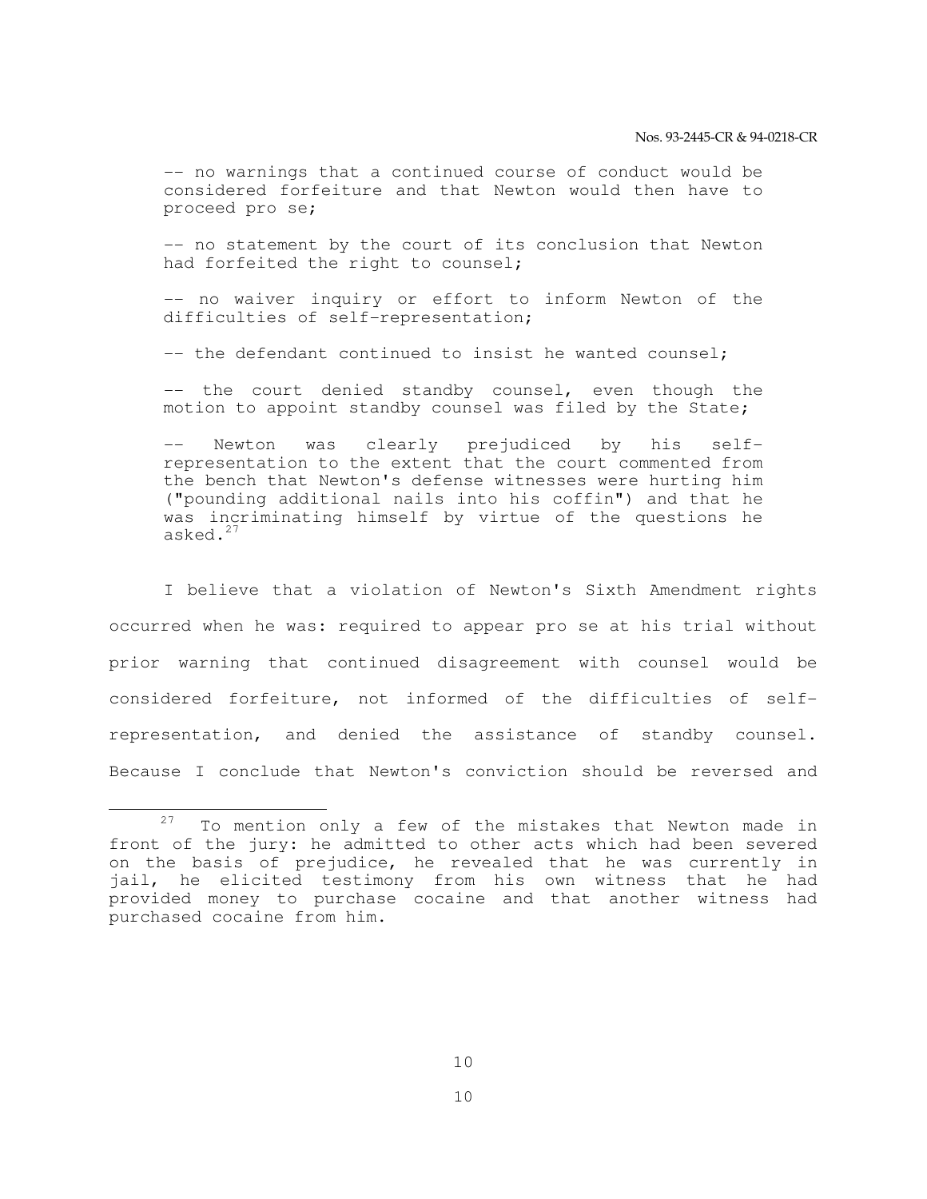-- no warnings that a continued course of conduct would be considered forfeiture and that Newton would then have to proceed pro se;

-- no statement by the court of its conclusion that Newton had forfeited the right to counsel;

-- no waiver inquiry or effort to inform Newton of the difficulties of self-representation;

-- the defendant continued to insist he wanted counsel;

-- the court denied standby counsel, even though the motion to appoint standby counsel was filed by the State;

-- Newton was clearly prejudiced by his self-representation to the extent that the court commented from the bench that Newton's defense witnesses were hurting him ("pounding additional nails into his coffin") and that he was incriminating himself by virtue of the questions he asked.[27]

I believe that a violation of Newton's Sixth Amendment rights occurred when he was: required to appear pro se at his trial without prior warning that continued disagreement with counsel would be considered forfeiture, not informed of the difficulties of self-representation, and denied the assistance of standby counsel. Because I conclude that Newton's conviction should be reversed and

---

[27] To mention only a few of the mistakes that Newton made in front of the jury: he admitted to other acts which had been severed on the basis of prejudice, he revealed that he was currently in jail, he elicited testimony from his own witness that he had provided money to purchase cocaine and that another witness had purchased cocaine from him.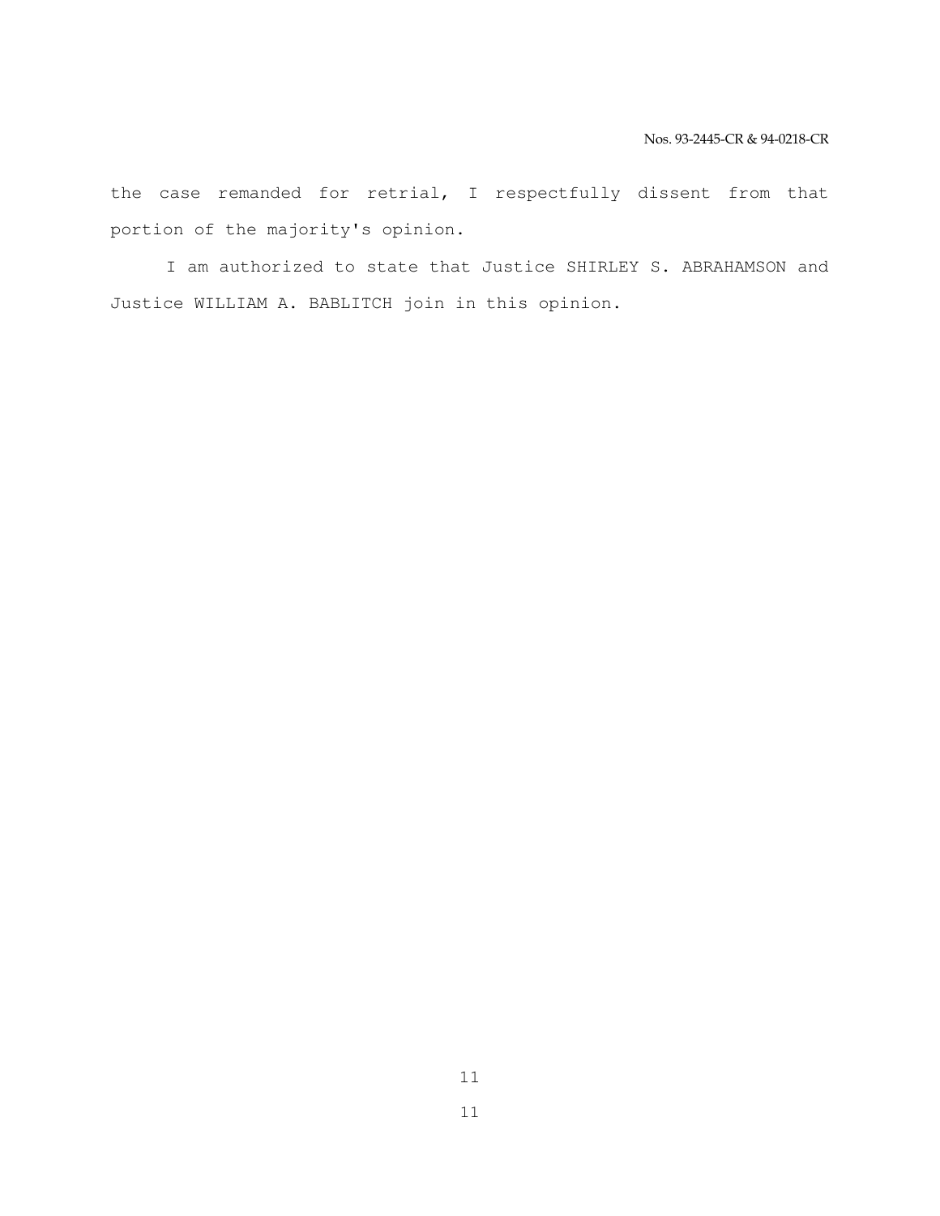the case remanded for retrial, I respectfully dissent from that portion of the majority's opinion.

I am authorized to state that Justice SHIRLEY S. ABRAHAMSON and Justice WILLIAM A. BABLITCH join in this opinion.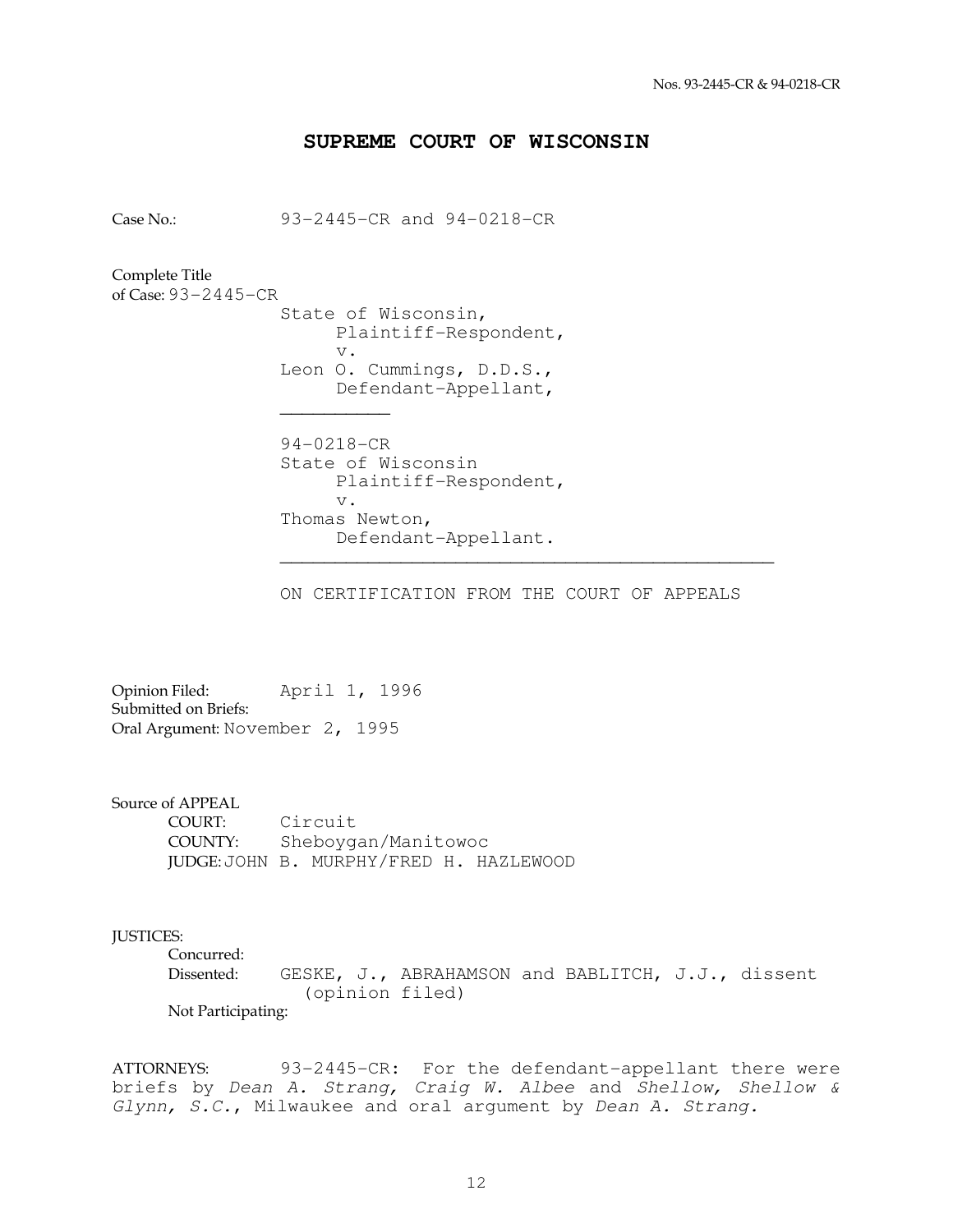SUPREME COURT OF WISCONSIN

Case No.: 93-2445-CR and 94-0218-CR

Complete Title
of Case: 93-2445-CR

State of Wisconsin,
Plaintiff-Respondent,
v.
Leon O. Cummings, D.D.S.,
Defendant-Appellant,

\_\_\_\_\_\_\_\_\_\_\_\_

94-0218-CR
State of Wisconsin
Plaintiff-Respondent,
v.
Thomas Newton,
Defendant-Appellant.

\_\_\_\_\_\_\_\_\_\_\_\_\_\_\_\_\_\_\_\_\_\_\_\_\_\_\_\_\_\_\_\_\_\_\_\_\_\_\_\_\_\_\_\_\_\_\_\_

ON CERTIFICATION FROM THE COURT OF APPEALS

Opinion Filed: April 1, 1996
Submitted on Briefs:
Oral Argument: November 2, 1995

Source of APPEAL
COURT: Circuit
COUNTY: Sheboygan/Manitowoc
JUDGE: JOHN B. MURPHY/FRED H. HAZLEWOOD

JUSTICES:
Concurred:
Dissented: GESKE, J., ABRAHAMSON and BABLITCH, J.J., dissent (opinion filed)
Not Participating:

ATTORNEYS: 93-2445-CR: For the defendant-appellant there were briefs by *Dean A. Strang, Craig W. Albee* and *Shellow, Shellow & Glynn, S.C.*, Milwaukee and oral argument by *Dean A. Strang.*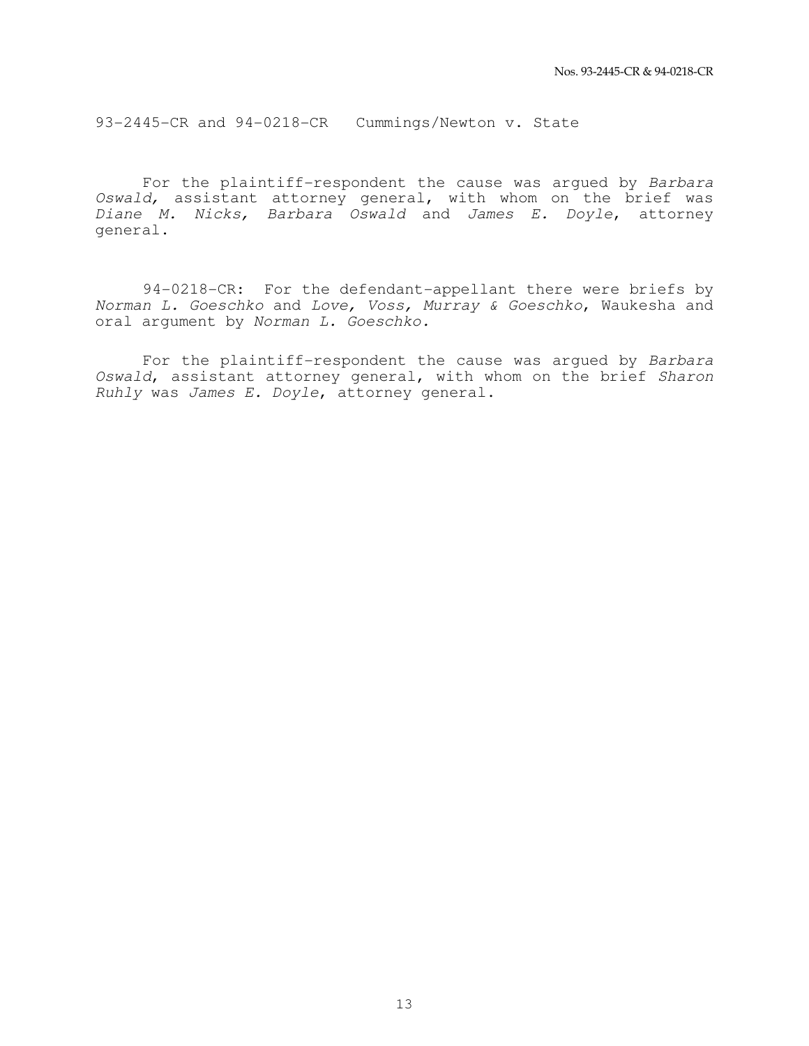93-2445-CR and 94-0218-CR   Cummings/Newton v. State

For the plaintiff-respondent the cause was argued by *Barbara Oswald*, assistant attorney general, with whom on the brief was *Diane M. Nicks, Barbara Oswald* and *James E. Doyle*, attorney general.

94-0218-CR: For the defendant-appellant there were briefs by *Norman L. Goeschko* and *Love, Voss, Murray & Goeschko*, Waukesha and oral argument by *Norman L. Goeschko.*

For the plaintiff-respondent the cause was argued by *Barbara Oswald*, assistant attorney general, with whom on the brief *Sharon Ruhly* was *James E. Doyle*, attorney general.